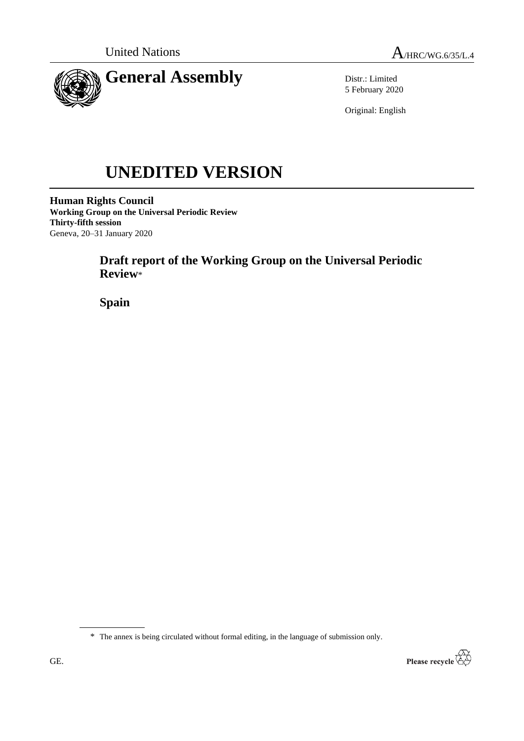United Nations

A/HRC/WG.6/35/L.4

# General Assembly

Distr.: Limited
5 February 2020

Original: English

# UNEDITED VERSION

**Human Rights Council**
**Working Group on the Universal Periodic Review**
**Thirty-fifth session**
Geneva, 20–31 January 2020

## Draft report of the Working Group on the Universal Periodic Review*

## Spain

* The annex is being circulated without formal editing, in the language of submission only.

GE.

Please recycle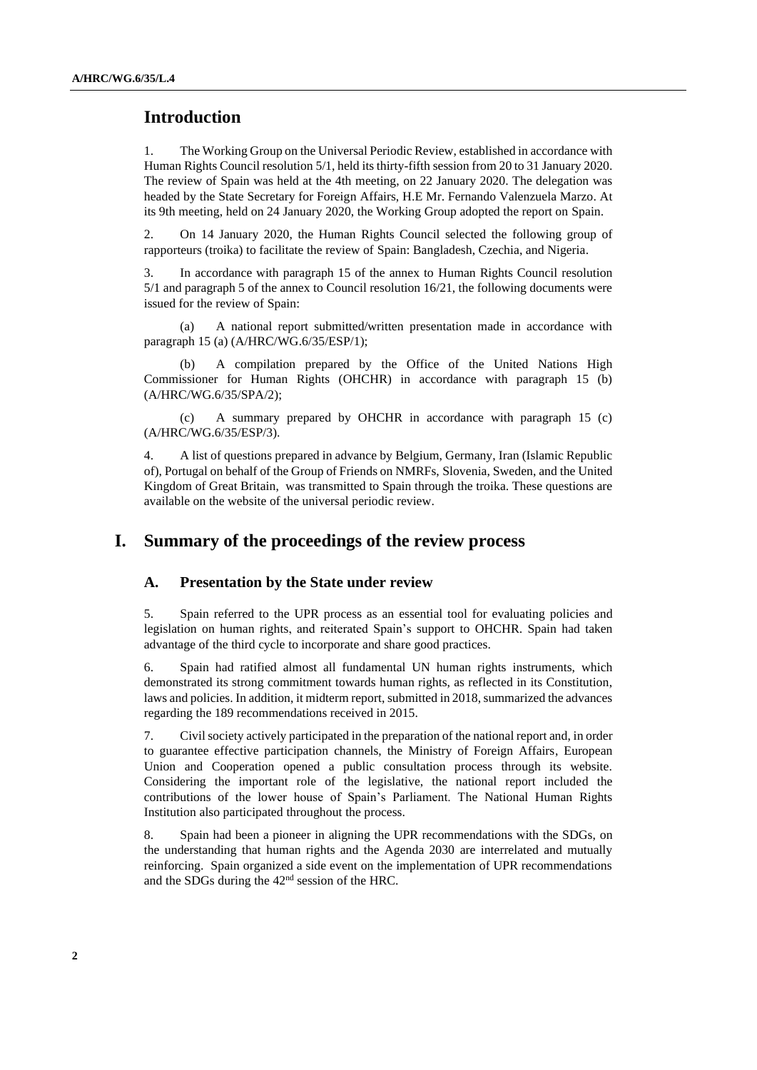# Introduction

1. The Working Group on the Universal Periodic Review, established in accordance with Human Rights Council resolution 5/1, held its thirty-fifth session from 20 to 31 January 2020. The review of Spain was held at the 4th meeting, on 22 January 2020. The delegation was headed by the State Secretary for Foreign Affairs, H.E Mr. Fernando Valenzuela Marzo. At its 9th meeting, held on 24 January 2020, the Working Group adopted the report on Spain.

2. On 14 January 2020, the Human Rights Council selected the following group of rapporteurs (troika) to facilitate the review of Spain: Bangladesh, Czechia, and Nigeria.

3. In accordance with paragraph 15 of the annex to Human Rights Council resolution 5/1 and paragraph 5 of the annex to Council resolution 16/21, the following documents were issued for the review of Spain:

(a) A national report submitted/written presentation made in accordance with paragraph 15 (a) (A/HRC/WG.6/35/ESP/1);

(b) A compilation prepared by the Office of the United Nations High Commissioner for Human Rights (OHCHR) in accordance with paragraph 15 (b) (A/HRC/WG.6/35/SPA/2);

(c) A summary prepared by OHCHR in accordance with paragraph 15 (c) (A/HRC/WG.6/35/ESP/3).

4. A list of questions prepared in advance by Belgium, Germany, Iran (Islamic Republic of), Portugal on behalf of the Group of Friends on NMRFs, Slovenia, Sweden, and the United Kingdom of Great Britain, was transmitted to Spain through the troika. These questions are available on the website of the universal periodic review.

# I. Summary of the proceedings of the review process

## A. Presentation by the State under review

5. Spain referred to the UPR process as an essential tool for evaluating policies and legislation on human rights, and reiterated Spain's support to OHCHR. Spain had taken advantage of the third cycle to incorporate and share good practices.

6. Spain had ratified almost all fundamental UN human rights instruments, which demonstrated its strong commitment towards human rights, as reflected in its Constitution, laws and policies. In addition, it midterm report, submitted in 2018, summarized the advances regarding the 189 recommendations received in 2015.

7. Civil society actively participated in the preparation of the national report and, in order to guarantee effective participation channels, the Ministry of Foreign Affairs, European Union and Cooperation opened a public consultation process through its website. Considering the important role of the legislative, the national report included the contributions of the lower house of Spain's Parliament. The National Human Rights Institution also participated throughout the process.

8. Spain had been a pioneer in aligning the UPR recommendations with the SDGs, on the understanding that human rights and the Agenda 2030 are interrelated and mutually reinforcing. Spain organized a side event on the implementation of UPR recommendations and the SDGs during the 42nd session of the HRC.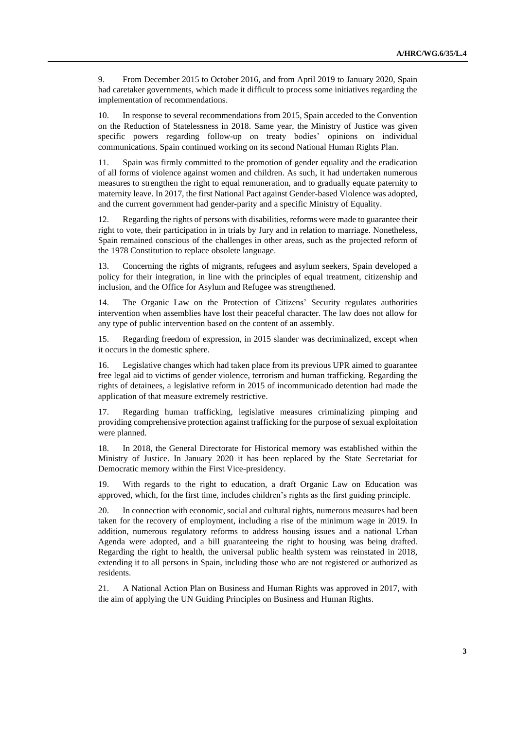9. From December 2015 to October 2016, and from April 2019 to January 2020, Spain had caretaker governments, which made it difficult to process some initiatives regarding the implementation of recommendations.

10. In response to several recommendations from 2015, Spain acceded to the Convention on the Reduction of Statelessness in 2018. Same year, the Ministry of Justice was given specific powers regarding follow-up on treaty bodies' opinions on individual communications. Spain continued working on its second National Human Rights Plan.

11. Spain was firmly committed to the promotion of gender equality and the eradication of all forms of violence against women and children. As such, it had undertaken numerous measures to strengthen the right to equal remuneration, and to gradually equate paternity to maternity leave. In 2017, the first National Pact against Gender-based Violence was adopted, and the current government had gender-parity and a specific Ministry of Equality.

12. Regarding the rights of persons with disabilities, reforms were made to guarantee their right to vote, their participation in in trials by Jury and in relation to marriage. Nonetheless, Spain remained conscious of the challenges in other areas, such as the projected reform of the 1978 Constitution to replace obsolete language.

13. Concerning the rights of migrants, refugees and asylum seekers, Spain developed a policy for their integration, in line with the principles of equal treatment, citizenship and inclusion, and the Office for Asylum and Refugee was strengthened.

14. The Organic Law on the Protection of Citizens' Security regulates authorities intervention when assemblies have lost their peaceful character. The law does not allow for any type of public intervention based on the content of an assembly.

15. Regarding freedom of expression, in 2015 slander was decriminalized, except when it occurs in the domestic sphere.

16. Legislative changes which had taken place from its previous UPR aimed to guarantee free legal aid to victims of gender violence, terrorism and human trafficking. Regarding the rights of detainees, a legislative reform in 2015 of incommunicado detention had made the application of that measure extremely restrictive.

17. Regarding human trafficking, legislative measures criminalizing pimping and providing comprehensive protection against trafficking for the purpose of sexual exploitation were planned.

18. In 2018, the General Directorate for Historical memory was established within the Ministry of Justice. In January 2020 it has been replaced by the State Secretariat for Democratic memory within the First Vice-presidency.

19. With regards to the right to education, a draft Organic Law on Education was approved, which, for the first time, includes children's rights as the first guiding principle.

20. In connection with economic, social and cultural rights, numerous measures had been taken for the recovery of employment, including a rise of the minimum wage in 2019. In addition, numerous regulatory reforms to address housing issues and a national Urban Agenda were adopted, and a bill guaranteeing the right to housing was being drafted. Regarding the right to health, the universal public health system was reinstated in 2018, extending it to all persons in Spain, including those who are not registered or authorized as residents.

21. A National Action Plan on Business and Human Rights was approved in 2017, with the aim of applying the UN Guiding Principles on Business and Human Rights.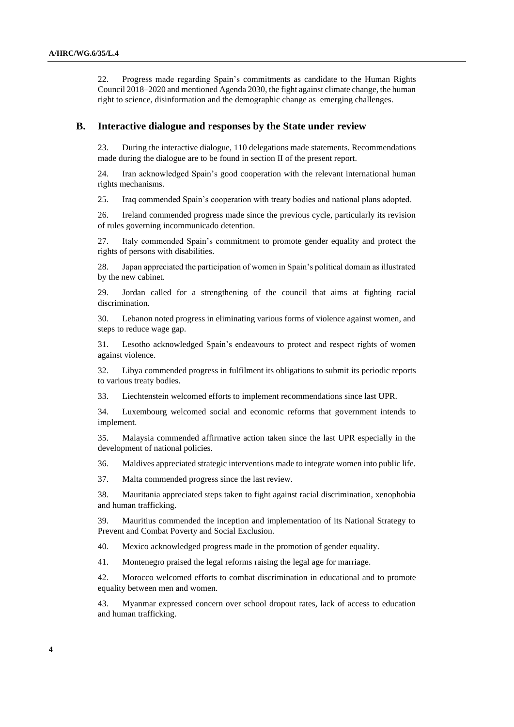22. Progress made regarding Spain's commitments as candidate to the Human Rights Council 2018–2020 and mentioned Agenda 2030, the fight against climate change, the human right to science, disinformation and the demographic change as emerging challenges.

## B. Interactive dialogue and responses by the State under review

23. During the interactive dialogue, 110 delegations made statements. Recommendations made during the dialogue are to be found in section II of the present report.

24. Iran acknowledged Spain's good cooperation with the relevant international human rights mechanisms.

25. Iraq commended Spain's cooperation with treaty bodies and national plans adopted.

26. Ireland commended progress made since the previous cycle, particularly its revision of rules governing incommunicado detention.

27. Italy commended Spain's commitment to promote gender equality and protect the rights of persons with disabilities.

28. Japan appreciated the participation of women in Spain's political domain as illustrated by the new cabinet.

29. Jordan called for a strengthening of the council that aims at fighting racial discrimination.

30. Lebanon noted progress in eliminating various forms of violence against women, and steps to reduce wage gap.

31. Lesotho acknowledged Spain's endeavours to protect and respect rights of women against violence.

32. Libya commended progress in fulfilment its obligations to submit its periodic reports to various treaty bodies.

33. Liechtenstein welcomed efforts to implement recommendations since last UPR.

34. Luxembourg welcomed social and economic reforms that government intends to implement.

35. Malaysia commended affirmative action taken since the last UPR especially in the development of national policies.

36. Maldives appreciated strategic interventions made to integrate women into public life.

37. Malta commended progress since the last review.

38. Mauritania appreciated steps taken to fight against racial discrimination, xenophobia and human trafficking.

39. Mauritius commended the inception and implementation of its National Strategy to Prevent and Combat Poverty and Social Exclusion.

40. Mexico acknowledged progress made in the promotion of gender equality.

41. Montenegro praised the legal reforms raising the legal age for marriage.

42. Morocco welcomed efforts to combat discrimination in educational and to promote equality between men and women.

43. Myanmar expressed concern over school dropout rates, lack of access to education and human trafficking.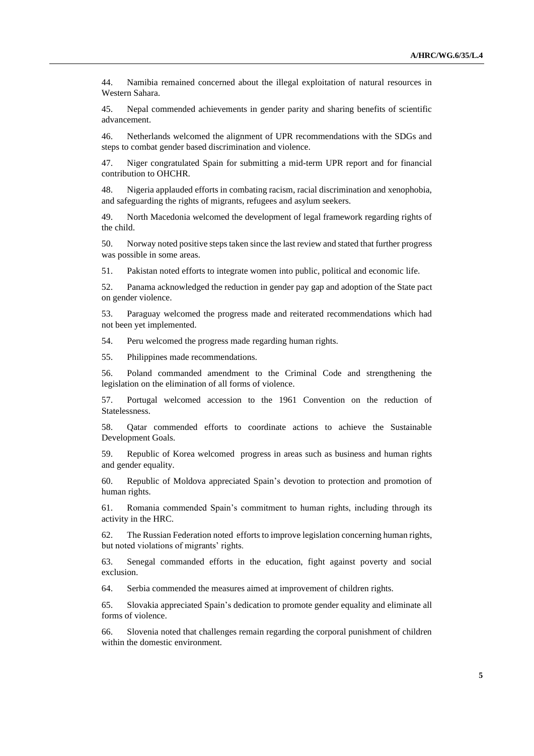44. Namibia remained concerned about the illegal exploitation of natural resources in Western Sahara.

45. Nepal commended achievements in gender parity and sharing benefits of scientific advancement.

46. Netherlands welcomed the alignment of UPR recommendations with the SDGs and steps to combat gender based discrimination and violence.

47. Niger congratulated Spain for submitting a mid-term UPR report and for financial contribution to OHCHR.

48. Nigeria applauded efforts in combating racism, racial discrimination and xenophobia, and safeguarding the rights of migrants, refugees and asylum seekers.

49. North Macedonia welcomed the development of legal framework regarding rights of the child.

50. Norway noted positive steps taken since the last review and stated that further progress was possible in some areas.

51. Pakistan noted efforts to integrate women into public, political and economic life.

52. Panama acknowledged the reduction in gender pay gap and adoption of the State pact on gender violence.

53. Paraguay welcomed the progress made and reiterated recommendations which had not been yet implemented.

54. Peru welcomed the progress made regarding human rights.

55. Philippines made recommendations.

56. Poland commanded amendment to the Criminal Code and strengthening the legislation on the elimination of all forms of violence.

57. Portugal welcomed accession to the 1961 Convention on the reduction of Statelessness.

58. Qatar commended efforts to coordinate actions to achieve the Sustainable Development Goals.

59. Republic of Korea welcomed progress in areas such as business and human rights and gender equality.

60. Republic of Moldova appreciated Spain's devotion to protection and promotion of human rights.

61. Romania commended Spain's commitment to human rights, including through its activity in the HRC.

62. The Russian Federation noted efforts to improve legislation concerning human rights, but noted violations of migrants' rights.

63. Senegal commanded efforts in the education, fight against poverty and social exclusion.

64. Serbia commended the measures aimed at improvement of children rights.

65. Slovakia appreciated Spain's dedication to promote gender equality and eliminate all forms of violence.

66. Slovenia noted that challenges remain regarding the corporal punishment of children within the domestic environment.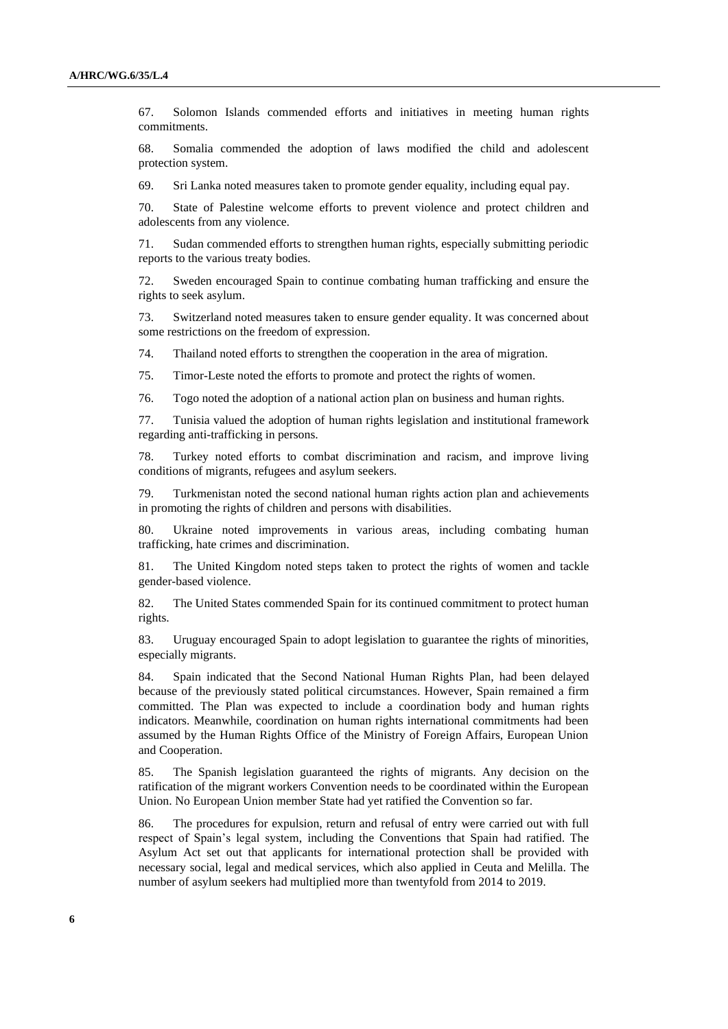67. Solomon Islands commended efforts and initiatives in meeting human rights commitments.

68. Somalia commended the adoption of laws modified the child and adolescent protection system.

69. Sri Lanka noted measures taken to promote gender equality, including equal pay.

70. State of Palestine welcome efforts to prevent violence and protect children and adolescents from any violence.

71. Sudan commended efforts to strengthen human rights, especially submitting periodic reports to the various treaty bodies.

72. Sweden encouraged Spain to continue combating human trafficking and ensure the rights to seek asylum.

73. Switzerland noted measures taken to ensure gender equality. It was concerned about some restrictions on the freedom of expression.

74. Thailand noted efforts to strengthen the cooperation in the area of migration.

75. Timor-Leste noted the efforts to promote and protect the rights of women.

76. Togo noted the adoption of a national action plan on business and human rights.

77. Tunisia valued the adoption of human rights legislation and institutional framework regarding anti-trafficking in persons.

78. Turkey noted efforts to combat discrimination and racism, and improve living conditions of migrants, refugees and asylum seekers.

79. Turkmenistan noted the second national human rights action plan and achievements in promoting the rights of children and persons with disabilities.

80. Ukraine noted improvements in various areas, including combating human trafficking, hate crimes and discrimination.

81. The United Kingdom noted steps taken to protect the rights of women and tackle gender-based violence.

82. The United States commended Spain for its continued commitment to protect human rights.

83. Uruguay encouraged Spain to adopt legislation to guarantee the rights of minorities, especially migrants.

84. Spain indicated that the Second National Human Rights Plan, had been delayed because of the previously stated political circumstances. However, Spain remained a firm committed. The Plan was expected to include a coordination body and human rights indicators. Meanwhile, coordination on human rights international commitments had been assumed by the Human Rights Office of the Ministry of Foreign Affairs, European Union and Cooperation.

85. The Spanish legislation guaranteed the rights of migrants. Any decision on the ratification of the migrant workers Convention needs to be coordinated within the European Union. No European Union member State had yet ratified the Convention so far.

86. The procedures for expulsion, return and refusal of entry were carried out with full respect of Spain's legal system, including the Conventions that Spain had ratified. The Asylum Act set out that applicants for international protection shall be provided with necessary social, legal and medical services, which also applied in Ceuta and Melilla. The number of asylum seekers had multiplied more than twentyfold from 2014 to 2019.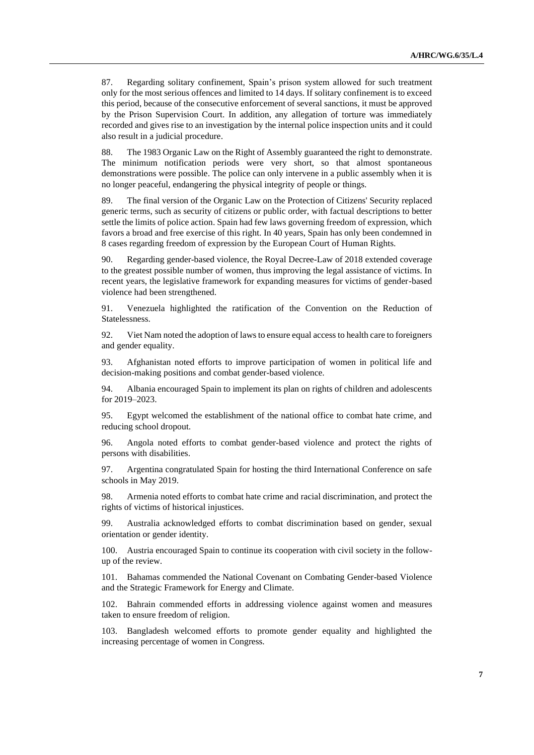87. Regarding solitary confinement, Spain's prison system allowed for such treatment only for the most serious offences and limited to 14 days. If solitary confinement is to exceed this period, because of the consecutive enforcement of several sanctions, it must be approved by the Prison Supervision Court. In addition, any allegation of torture was immediately recorded and gives rise to an investigation by the internal police inspection units and it could also result in a judicial procedure.

88. The 1983 Organic Law on the Right of Assembly guaranteed the right to demonstrate. The minimum notification periods were very short, so that almost spontaneous demonstrations were possible. The police can only intervene in a public assembly when it is no longer peaceful, endangering the physical integrity of people or things.

89. The final version of the Organic Law on the Protection of Citizens' Security replaced generic terms, such as security of citizens or public order, with factual descriptions to better settle the limits of police action. Spain had few laws governing freedom of expression, which favors a broad and free exercise of this right. In 40 years, Spain has only been condemned in 8 cases regarding freedom of expression by the European Court of Human Rights.

90. Regarding gender-based violence, the Royal Decree-Law of 2018 extended coverage to the greatest possible number of women, thus improving the legal assistance of victims. In recent years, the legislative framework for expanding measures for victims of gender-based violence had been strengthened.

91. Venezuela highlighted the ratification of the Convention on the Reduction of Statelessness.

92. Viet Nam noted the adoption of laws to ensure equal access to health care to foreigners and gender equality.

93. Afghanistan noted efforts to improve participation of women in political life and decision-making positions and combat gender-based violence.

94. Albania encouraged Spain to implement its plan on rights of children and adolescents for 2019–2023.

95. Egypt welcomed the establishment of the national office to combat hate crime, and reducing school dropout.

96. Angola noted efforts to combat gender-based violence and protect the rights of persons with disabilities.

97. Argentina congratulated Spain for hosting the third International Conference on safe schools in May 2019.

98. Armenia noted efforts to combat hate crime and racial discrimination, and protect the rights of victims of historical injustices.

99. Australia acknowledged efforts to combat discrimination based on gender, sexual orientation or gender identity.

100. Austria encouraged Spain to continue its cooperation with civil society in the follow-up of the review.

101. Bahamas commended the National Covenant on Combating Gender-based Violence and the Strategic Framework for Energy and Climate.

102. Bahrain commended efforts in addressing violence against women and measures taken to ensure freedom of religion.

103. Bangladesh welcomed efforts to promote gender equality and highlighted the increasing percentage of women in Congress.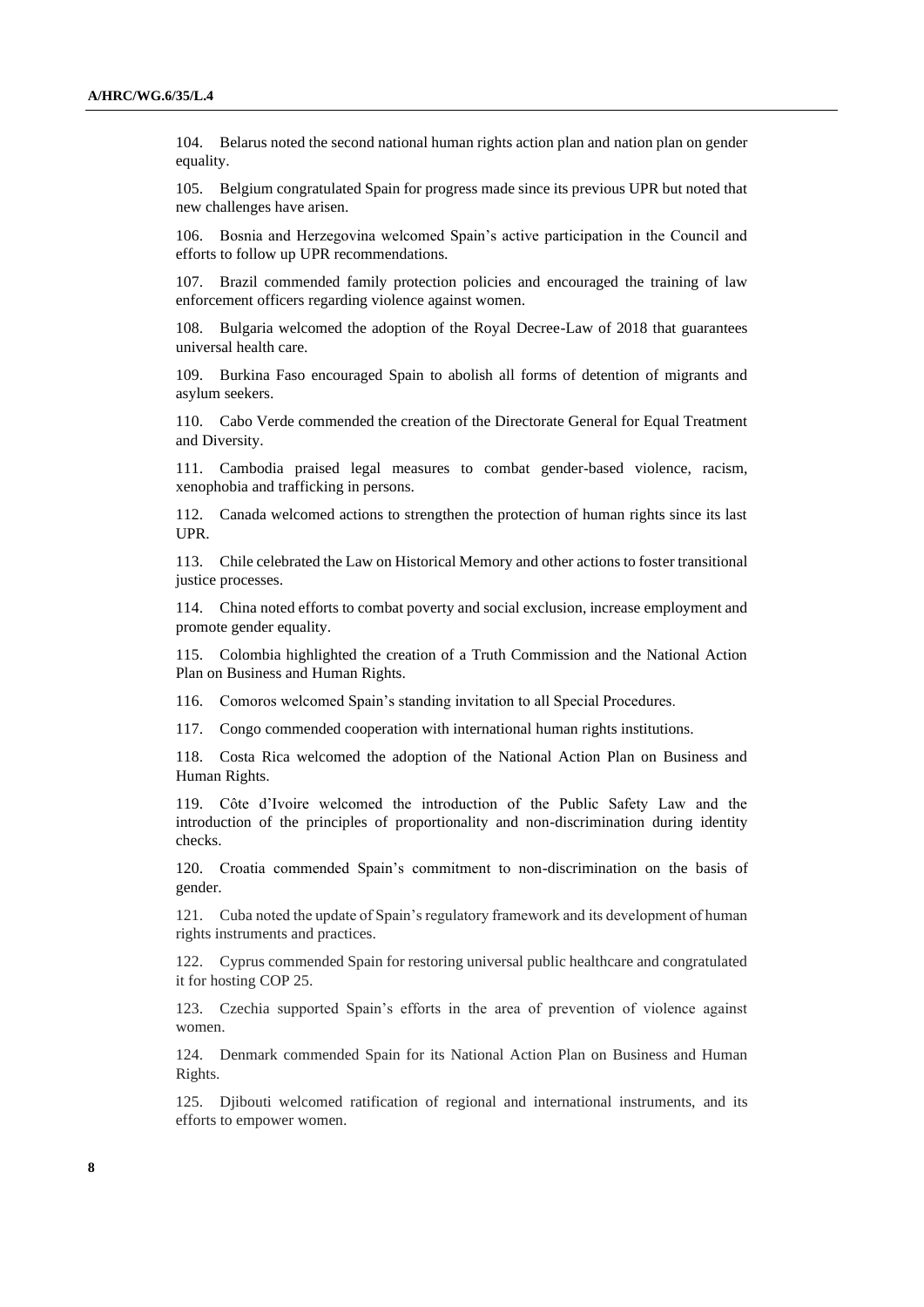104. Belarus noted the second national human rights action plan and nation plan on gender equality.

105. Belgium congratulated Spain for progress made since its previous UPR but noted that new challenges have arisen.

106. Bosnia and Herzegovina welcomed Spain's active participation in the Council and efforts to follow up UPR recommendations.

107. Brazil commended family protection policies and encouraged the training of law enforcement officers regarding violence against women.

108. Bulgaria welcomed the adoption of the Royal Decree-Law of 2018 that guarantees universal health care.

109. Burkina Faso encouraged Spain to abolish all forms of detention of migrants and asylum seekers.

110. Cabo Verde commended the creation of the Directorate General for Equal Treatment and Diversity.

111. Cambodia praised legal measures to combat gender-based violence, racism, xenophobia and trafficking in persons.

112. Canada welcomed actions to strengthen the protection of human rights since its last UPR.

113. Chile celebrated the Law on Historical Memory and other actions to foster transitional justice processes.

114. China noted efforts to combat poverty and social exclusion, increase employment and promote gender equality.

115. Colombia highlighted the creation of a Truth Commission and the National Action Plan on Business and Human Rights.

116. Comoros welcomed Spain's standing invitation to all Special Procedures.

117. Congo commended cooperation with international human rights institutions.

118. Costa Rica welcomed the adoption of the National Action Plan on Business and Human Rights.

119. Côte d'Ivoire welcomed the introduction of the Public Safety Law and the introduction of the principles of proportionality and non-discrimination during identity checks.

120. Croatia commended Spain's commitment to non-discrimination on the basis of gender.

121. Cuba noted the update of Spain's regulatory framework and its development of human rights instruments and practices.

122. Cyprus commended Spain for restoring universal public healthcare and congratulated it for hosting COP 25.

123. Czechia supported Spain's efforts in the area of prevention of violence against women.

124. Denmark commended Spain for its National Action Plan on Business and Human Rights.

125. Djibouti welcomed ratification of regional and international instruments, and its efforts to empower women.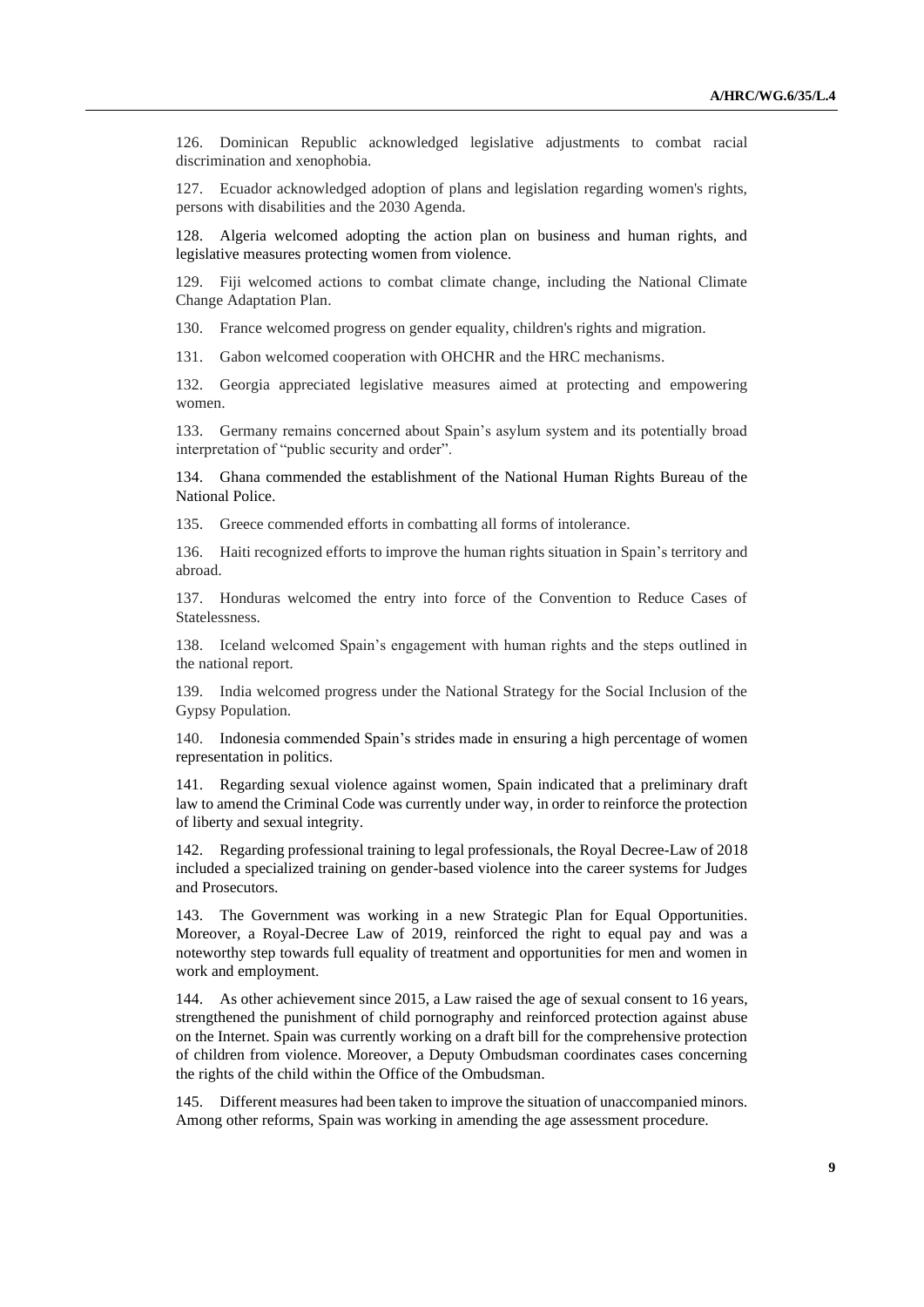126. Dominican Republic acknowledged legislative adjustments to combat racial discrimination and xenophobia.

127. Ecuador acknowledged adoption of plans and legislation regarding women's rights, persons with disabilities and the 2030 Agenda.

128. Algeria welcomed adopting the action plan on business and human rights, and legislative measures protecting women from violence.

129. Fiji welcomed actions to combat climate change, including the National Climate Change Adaptation Plan.

130. France welcomed progress on gender equality, children's rights and migration.

131. Gabon welcomed cooperation with OHCHR and the HRC mechanisms.

132. Georgia appreciated legislative measures aimed at protecting and empowering women.

133. Germany remains concerned about Spain's asylum system and its potentially broad interpretation of "public security and order".

134. Ghana commended the establishment of the National Human Rights Bureau of the National Police.

135. Greece commended efforts in combatting all forms of intolerance.

136. Haiti recognized efforts to improve the human rights situation in Spain's territory and abroad.

137. Honduras welcomed the entry into force of the Convention to Reduce Cases of Statelessness.

138. Iceland welcomed Spain's engagement with human rights and the steps outlined in the national report.

139. India welcomed progress under the National Strategy for the Social Inclusion of the Gypsy Population.

140. Indonesia commended Spain's strides made in ensuring a high percentage of women representation in politics.

141. Regarding sexual violence against women, Spain indicated that a preliminary draft law to amend the Criminal Code was currently under way, in order to reinforce the protection of liberty and sexual integrity.

142. Regarding professional training to legal professionals, the Royal Decree-Law of 2018 included a specialized training on gender-based violence into the career systems for Judges and Prosecutors.

143. The Government was working in a new Strategic Plan for Equal Opportunities. Moreover, a Royal-Decree Law of 2019, reinforced the right to equal pay and was a noteworthy step towards full equality of treatment and opportunities for men and women in work and employment.

144. As other achievement since 2015, a Law raised the age of sexual consent to 16 years, strengthened the punishment of child pornography and reinforced protection against abuse on the Internet. Spain was currently working on a draft bill for the comprehensive protection of children from violence. Moreover, a Deputy Ombudsman coordinates cases concerning the rights of the child within the Office of the Ombudsman.

145. Different measures had been taken to improve the situation of unaccompanied minors. Among other reforms, Spain was working in amending the age assessment procedure.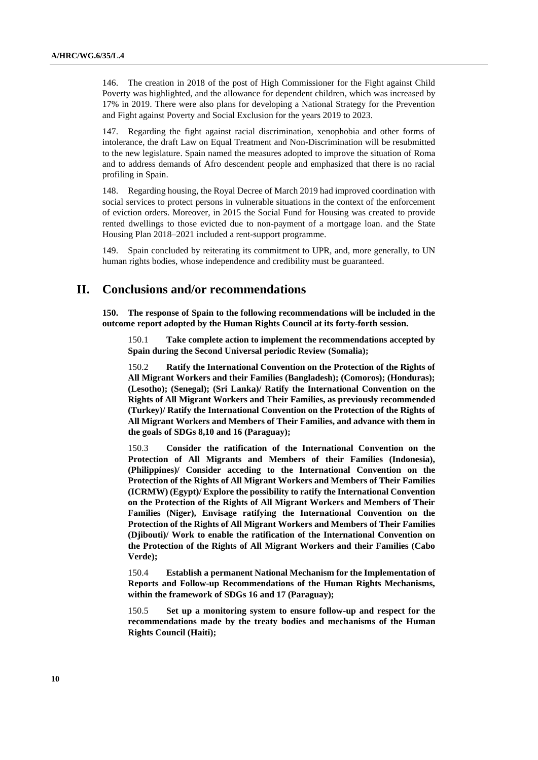146. The creation in 2018 of the post of High Commissioner for the Fight against Child Poverty was highlighted, and the allowance for dependent children, which was increased by 17% in 2019. There were also plans for developing a National Strategy for the Prevention and Fight against Poverty and Social Exclusion for the years 2019 to 2023.

147. Regarding the fight against racial discrimination, xenophobia and other forms of intolerance, the draft Law on Equal Treatment and Non-Discrimination will be resubmitted to the new legislature. Spain named the measures adopted to improve the situation of Roma and to address demands of Afro descendent people and emphasized that there is no racial profiling in Spain.

148. Regarding housing, the Royal Decree of March 2019 had improved coordination with social services to protect persons in vulnerable situations in the context of the enforcement of eviction orders. Moreover, in 2015 the Social Fund for Housing was created to provide rented dwellings to those evicted due to non-payment of a mortgage loan. and the State Housing Plan 2018–2021 included a rent-support programme.

149. Spain concluded by reiterating its commitment to UPR, and, more generally, to UN human rights bodies, whose independence and credibility must be guaranteed.

# II. Conclusions and/or recommendations

**150. The response of Spain to the following recommendations will be included in the outcome report adopted by the Human Rights Council at its forty-forth session.**

150.1 **Take complete action to implement the recommendations accepted by Spain during the Second Universal periodic Review (Somalia);**

150.2 **Ratify the International Convention on the Protection of the Rights of All Migrant Workers and their Families (Bangladesh); (Comoros); (Honduras); (Lesotho); (Senegal); (Sri Lanka)/ Ratify the International Convention on the Rights of All Migrant Workers and Their Families, as previously recommended (Turkey)/ Ratify the International Convention on the Protection of the Rights of All Migrant Workers and Members of Their Families, and advance with them in the goals of SDGs 8,10 and 16 (Paraguay);**

150.3 **Consider the ratification of the International Convention on the Protection of All Migrants and Members of their Families (Indonesia), (Philippines)/ Consider acceding to the International Convention on the Protection of the Rights of All Migrant Workers and Members of Their Families (ICRMW) (Egypt)/ Explore the possibility to ratify the International Convention on the Protection of the Rights of All Migrant Workers and Members of Their Families (Niger), Envisage ratifying the International Convention on the Protection of the Rights of All Migrant Workers and Members of Their Families (Djibouti)/ Work to enable the ratification of the International Convention on the Protection of the Rights of All Migrant Workers and their Families (Cabo Verde);**

150.4 **Establish a permanent National Mechanism for the Implementation of Reports and Follow-up Recommendations of the Human Rights Mechanisms, within the framework of SDGs 16 and 17 (Paraguay);**

150.5 **Set up a monitoring system to ensure follow-up and respect for the recommendations made by the treaty bodies and mechanisms of the Human Rights Council (Haiti);**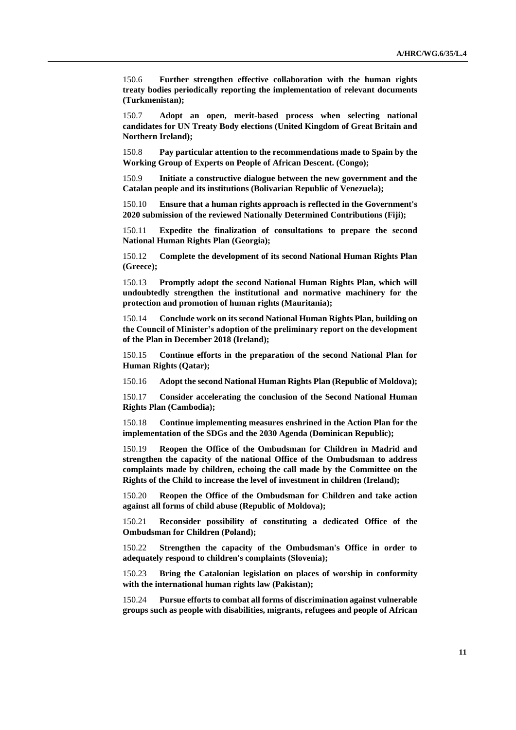150.6 **Further strengthen effective collaboration with the human rights treaty bodies periodically reporting the implementation of relevant documents (Turkmenistan);**

150.7 **Adopt an open, merit-based process when selecting national candidates for UN Treaty Body elections (United Kingdom of Great Britain and Northern Ireland);**

150.8 **Pay particular attention to the recommendations made to Spain by the Working Group of Experts on People of African Descent. (Congo);**

150.9 **Initiate a constructive dialogue between the new government and the Catalan people and its institutions (Bolivarian Republic of Venezuela);**

150.10 **Ensure that a human rights approach is reflected in the Government's 2020 submission of the reviewed Nationally Determined Contributions (Fiji);**

150.11 **Expedite the finalization of consultations to prepare the second National Human Rights Plan (Georgia);**

150.12 **Complete the development of its second National Human Rights Plan (Greece);**

150.13 **Promptly adopt the second National Human Rights Plan, which will undoubtedly strengthen the institutional and normative machinery for the protection and promotion of human rights (Mauritania);**

150.14 **Conclude work on its second National Human Rights Plan, building on the Council of Minister's adoption of the preliminary report on the development of the Plan in December 2018 (Ireland);**

150.15 **Continue efforts in the preparation of the second National Plan for Human Rights (Qatar);**

150.16 **Adopt the second National Human Rights Plan (Republic of Moldova);**

150.17 **Consider accelerating the conclusion of the Second National Human Rights Plan (Cambodia);**

150.18 **Continue implementing measures enshrined in the Action Plan for the implementation of the SDGs and the 2030 Agenda (Dominican Republic);**

150.19 **Reopen the Office of the Ombudsman for Children in Madrid and strengthen the capacity of the national Office of the Ombudsman to address complaints made by children, echoing the call made by the Committee on the Rights of the Child to increase the level of investment in children (Ireland);**

150.20 **Reopen the Office of the Ombudsman for Children and take action against all forms of child abuse (Republic of Moldova);**

150.21 **Reconsider possibility of constituting a dedicated Office of the Ombudsman for Children (Poland);**

150.22 **Strengthen the capacity of the Ombudsman's Office in order to adequately respond to children's complaints (Slovenia);**

150.23 **Bring the Catalonian legislation on places of worship in conformity with the international human rights law (Pakistan);**

150.24 **Pursue efforts to combat all forms of discrimination against vulnerable groups such as people with disabilities, migrants, refugees and people of African**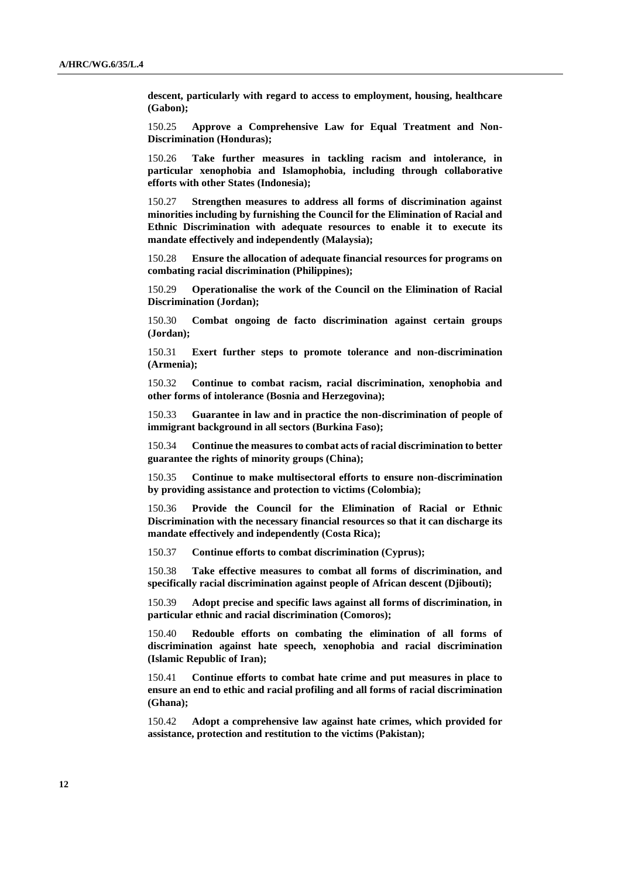**descent, particularly with regard to access to employment, housing, healthcare (Gabon);**

150.25 **Approve a Comprehensive Law for Equal Treatment and Non-Discrimination (Honduras);**

150.26 **Take further measures in tackling racism and intolerance, in particular xenophobia and Islamophobia, including through collaborative efforts with other States (Indonesia);**

150.27 **Strengthen measures to address all forms of discrimination against minorities including by furnishing the Council for the Elimination of Racial and Ethnic Discrimination with adequate resources to enable it to execute its mandate effectively and independently (Malaysia);**

150.28 **Ensure the allocation of adequate financial resources for programs on combating racial discrimination (Philippines);**

150.29 **Operationalise the work of the Council on the Elimination of Racial Discrimination (Jordan);**

150.30 **Combat ongoing de facto discrimination against certain groups (Jordan);**

150.31 **Exert further steps to promote tolerance and non-discrimination (Armenia);**

150.32 **Continue to combat racism, racial discrimination, xenophobia and other forms of intolerance (Bosnia and Herzegovina);**

150.33 **Guarantee in law and in practice the non-discrimination of people of immigrant background in all sectors (Burkina Faso);**

150.34 **Continue the measures to combat acts of racial discrimination to better guarantee the rights of minority groups (China);**

150.35 **Continue to make multisectoral efforts to ensure non-discrimination by providing assistance and protection to victims (Colombia);**

150.36 **Provide the Council for the Elimination of Racial or Ethnic Discrimination with the necessary financial resources so that it can discharge its mandate effectively and independently (Costa Rica);**

150.37 **Continue efforts to combat discrimination (Cyprus);**

150.38 **Take effective measures to combat all forms of discrimination, and specifically racial discrimination against people of African descent (Djibouti);**

150.39 **Adopt precise and specific laws against all forms of discrimination, in particular ethnic and racial discrimination (Comoros);**

150.40 **Redouble efforts on combating the elimination of all forms of discrimination against hate speech, xenophobia and racial discrimination (Islamic Republic of Iran);**

150.41 **Continue efforts to combat hate crime and put measures in place to ensure an end to ethic and racial profiling and all forms of racial discrimination (Ghana);**

150.42 **Adopt a comprehensive law against hate crimes, which provided for assistance, protection and restitution to the victims (Pakistan);**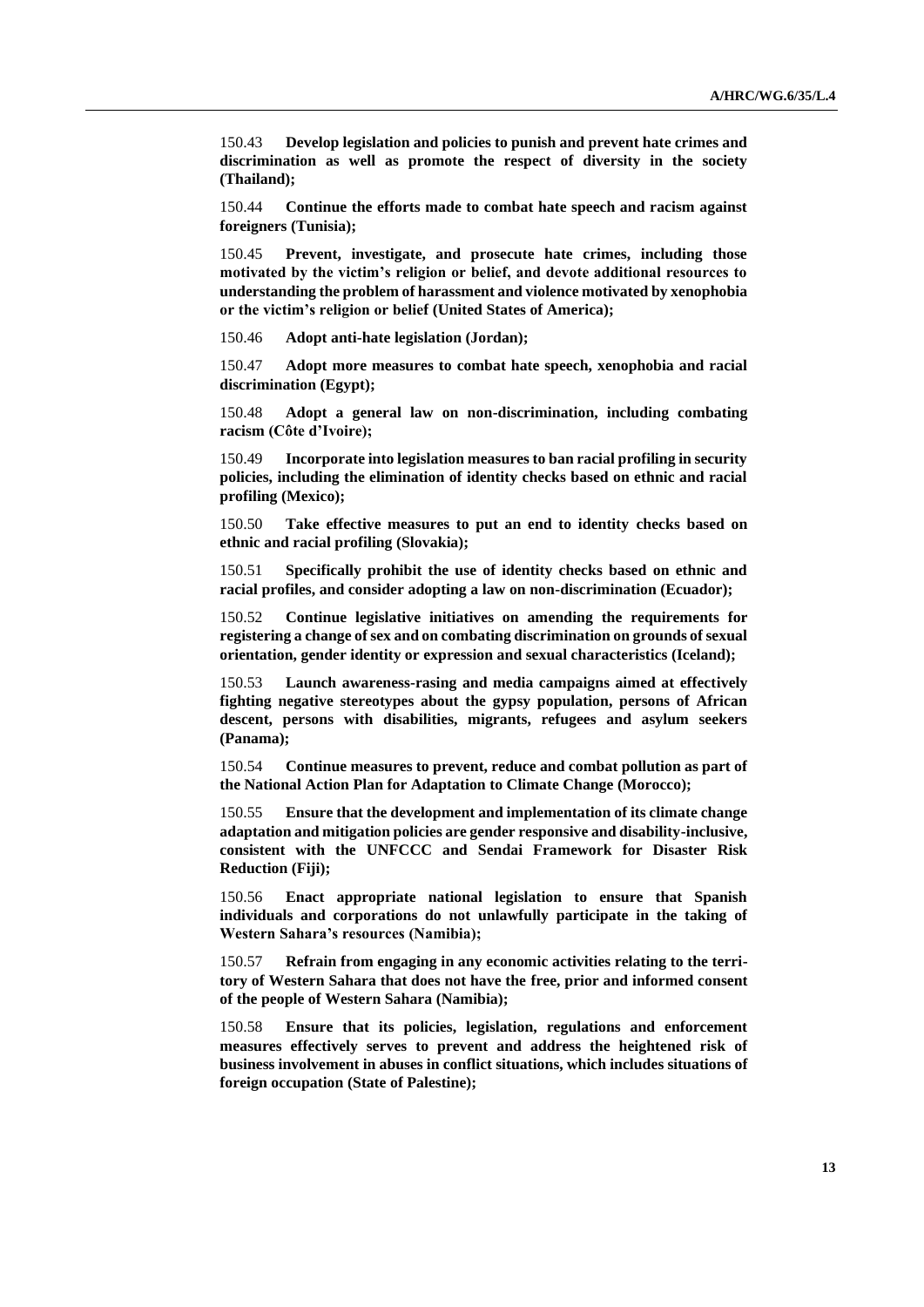150.43 **Develop legislation and policies to punish and prevent hate crimes and discrimination as well as promote the respect of diversity in the society (Thailand);**

150.44 **Continue the efforts made to combat hate speech and racism against foreigners (Tunisia);**

150.45 **Prevent, investigate, and prosecute hate crimes, including those motivated by the victim's religion or belief, and devote additional resources to understanding the problem of harassment and violence motivated by xenophobia or the victim's religion or belief (United States of America);**

150.46 **Adopt anti-hate legislation (Jordan);**

150.47 **Adopt more measures to combat hate speech, xenophobia and racial discrimination (Egypt);**

150.48 **Adopt a general law on non-discrimination, including combating racism (Côte d'Ivoire);**

150.49 **Incorporate into legislation measures to ban racial profiling in security policies, including the elimination of identity checks based on ethnic and racial profiling (Mexico);**

150.50 **Take effective measures to put an end to identity checks based on ethnic and racial profiling (Slovakia);**

150.51 **Specifically prohibit the use of identity checks based on ethnic and racial profiles, and consider adopting a law on non-discrimination (Ecuador);**

150.52 **Continue legislative initiatives on amending the requirements for registering a change of sex and on combating discrimination on grounds of sexual orientation, gender identity or expression and sexual characteristics (Iceland);**

150.53 **Launch awareness-raising and media campaigns aimed at effectively fighting negative stereotypes about the gypsy population, persons of African descent, persons with disabilities, migrants, refugees and asylum seekers (Panama);**

150.54 **Continue measures to prevent, reduce and combat pollution as part of the National Action Plan for Adaptation to Climate Change (Morocco);**

150.55 **Ensure that the development and implementation of its climate change adaptation and mitigation policies are gender responsive and disability-inclusive, consistent with the UNFCCC and Sendai Framework for Disaster Risk Reduction (Fiji);**

150.56 **Enact appropriate national legislation to ensure that Spanish individuals and corporations do not unlawfully participate in the taking of Western Sahara's resources (Namibia);**

150.57 **Refrain from engaging in any economic activities relating to the territory of Western Sahara that does not have the free, prior and informed consent of the people of Western Sahara (Namibia);**

150.58 **Ensure that its policies, legislation, regulations and enforcement measures effectively serves to prevent and address the heightened risk of business involvement in abuses in conflict situations, which includes situations of foreign occupation (State of Palestine);**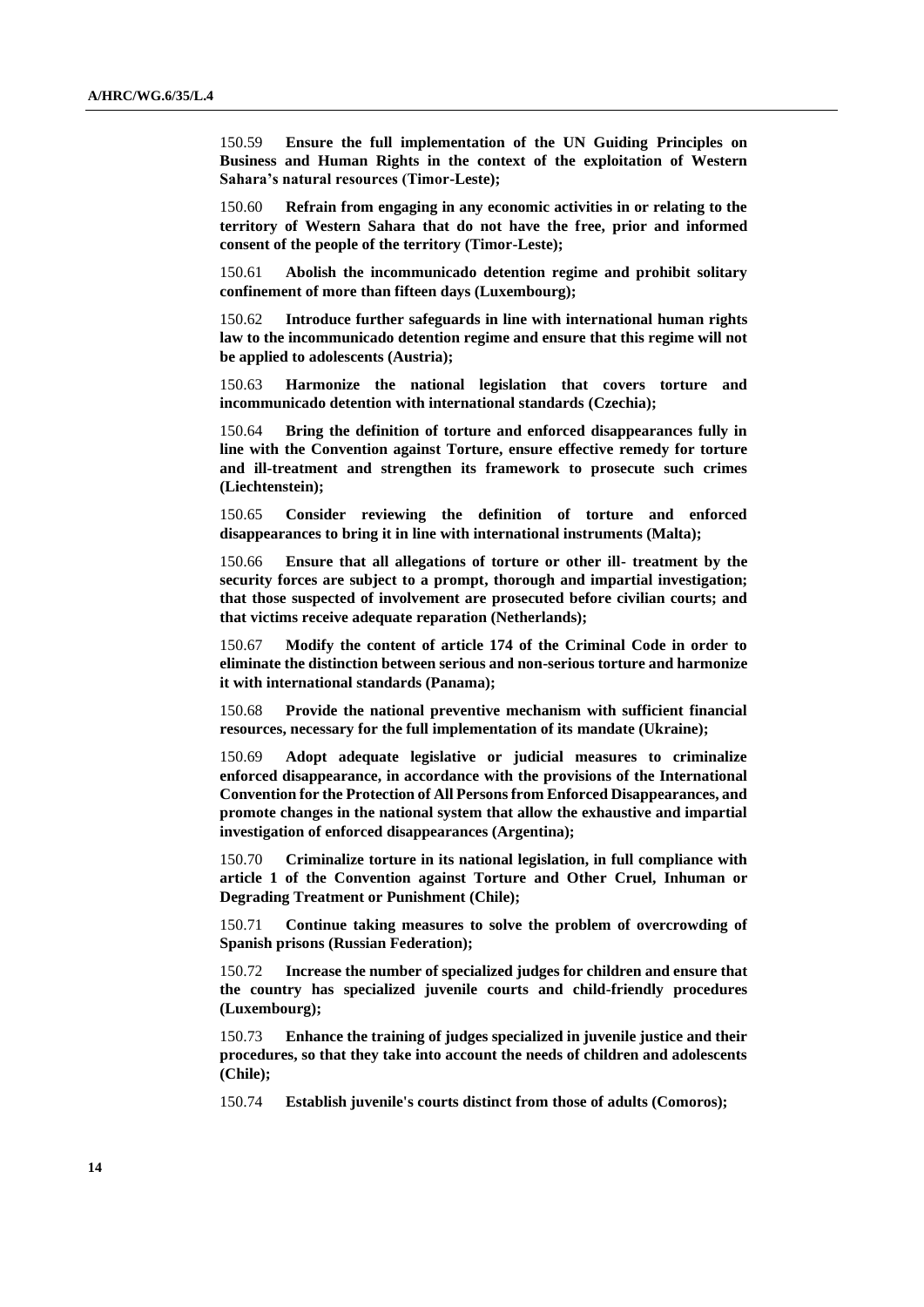150.59 **Ensure the full implementation of the UN Guiding Principles on Business and Human Rights in the context of the exploitation of Western Sahara's natural resources (Timor-Leste);**

150.60 **Refrain from engaging in any economic activities in or relating to the territory of Western Sahara that do not have the free, prior and informed consent of the people of the territory (Timor-Leste);**

150.61 **Abolish the incommunicado detention regime and prohibit solitary confinement of more than fifteen days (Luxembourg);**

150.62 **Introduce further safeguards in line with international human rights law to the incommunicado detention regime and ensure that this regime will not be applied to adolescents (Austria);**

150.63 **Harmonize the national legislation that covers torture and incommunicado detention with international standards (Czechia);**

150.64 **Bring the definition of torture and enforced disappearances fully in line with the Convention against Torture, ensure effective remedy for torture and ill-treatment and strengthen its framework to prosecute such crimes (Liechtenstein);**

150.65 **Consider reviewing the definition of torture and enforced disappearances to bring it in line with international instruments (Malta);**

150.66 **Ensure that all allegations of torture or other ill- treatment by the security forces are subject to a prompt, thorough and impartial investigation; that those suspected of involvement are prosecuted before civilian courts; and that victims receive adequate reparation (Netherlands);**

150.67 **Modify the content of article 174 of the Criminal Code in order to eliminate the distinction between serious and non-serious torture and harmonize it with international standards (Panama);**

150.68 **Provide the national preventive mechanism with sufficient financial resources, necessary for the full implementation of its mandate (Ukraine);**

150.69 **Adopt adequate legislative or judicial measures to criminalize enforced disappearance, in accordance with the provisions of the International Convention for the Protection of All Persons from Enforced Disappearances, and promote changes in the national system that allow the exhaustive and impartial investigation of enforced disappearances (Argentina);**

150.70 **Criminalize torture in its national legislation, in full compliance with article 1 of the Convention against Torture and Other Cruel, Inhuman or Degrading Treatment or Punishment (Chile);**

150.71 **Continue taking measures to solve the problem of overcrowding of Spanish prisons (Russian Federation);**

150.72 **Increase the number of specialized judges for children and ensure that the country has specialized juvenile courts and child-friendly procedures (Luxembourg);**

150.73 **Enhance the training of judges specialized in juvenile justice and their procedures, so that they take into account the needs of children and adolescents (Chile);**

150.74 **Establish juvenile's courts distinct from those of adults (Comoros);**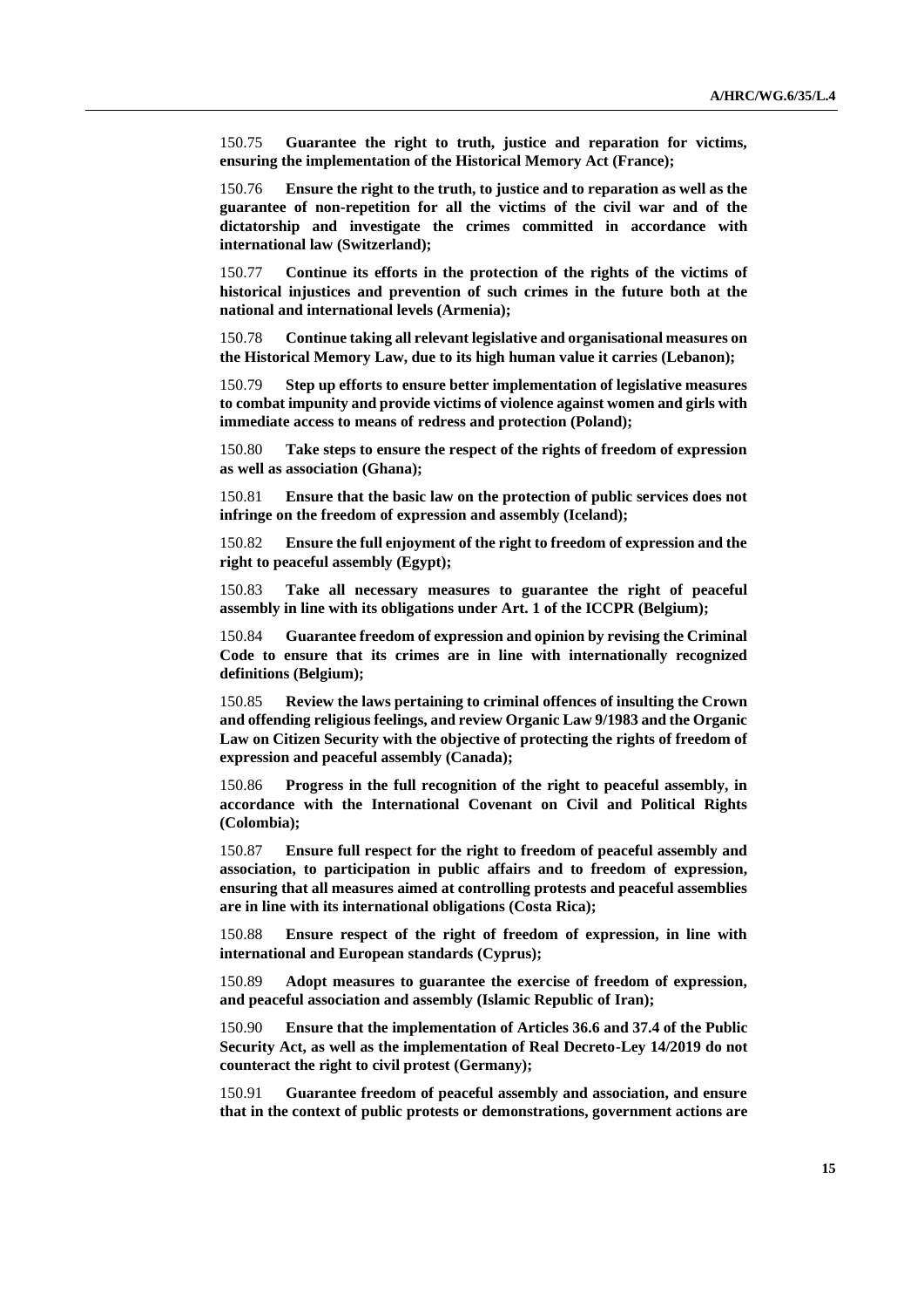150.75 **Guarantee the right to truth, justice and reparation for victims, ensuring the implementation of the Historical Memory Act (France);**

150.76 **Ensure the right to the truth, to justice and to reparation as well as the guarantee of non-repetition for all the victims of the civil war and of the dictatorship and investigate the crimes committed in accordance with international law (Switzerland);**

150.77 **Continue its efforts in the protection of the rights of the victims of historical injustices and prevention of such crimes in the future both at the national and international levels (Armenia);**

150.78 **Continue taking all relevant legislative and organisational measures on the Historical Memory Law, due to its high human value it carries (Lebanon);**

150.79 **Step up efforts to ensure better implementation of legislative measures to combat impunity and provide victims of violence against women and girls with immediate access to means of redress and protection (Poland);**

150.80 **Take steps to ensure the respect of the rights of freedom of expression as well as association (Ghana);**

150.81 **Ensure that the basic law on the protection of public services does not infringe on the freedom of expression and assembly (Iceland);**

150.82 **Ensure the full enjoyment of the right to freedom of expression and the right to peaceful assembly (Egypt);**

150.83 **Take all necessary measures to guarantee the right of peaceful assembly in line with its obligations under Art. 1 of the ICCPR (Belgium);**

150.84 **Guarantee freedom of expression and opinion by revising the Criminal Code to ensure that its crimes are in line with internationally recognized definitions (Belgium);**

150.85 **Review the laws pertaining to criminal offences of insulting the Crown and offending religious feelings, and review Organic Law 9/1983 and the Organic Law on Citizen Security with the objective of protecting the rights of freedom of expression and peaceful assembly (Canada);**

150.86 **Progress in the full recognition of the right to peaceful assembly, in accordance with the International Covenant on Civil and Political Rights (Colombia);**

150.87 **Ensure full respect for the right to freedom of peaceful assembly and association, to participation in public affairs and to freedom of expression, ensuring that all measures aimed at controlling protests and peaceful assemblies are in line with its international obligations (Costa Rica);**

150.88 **Ensure respect of the right of freedom of expression, in line with international and European standards (Cyprus);**

150.89 **Adopt measures to guarantee the exercise of freedom of expression, and peaceful association and assembly (Islamic Republic of Iran);**

150.90 **Ensure that the implementation of Articles 36.6 and 37.4 of the Public Security Act, as well as the implementation of Real Decreto-Ley 14/2019 do not counteract the right to civil protest (Germany);**

150.91 **Guarantee freedom of peaceful assembly and association, and ensure that in the context of public protests or demonstrations, government actions are**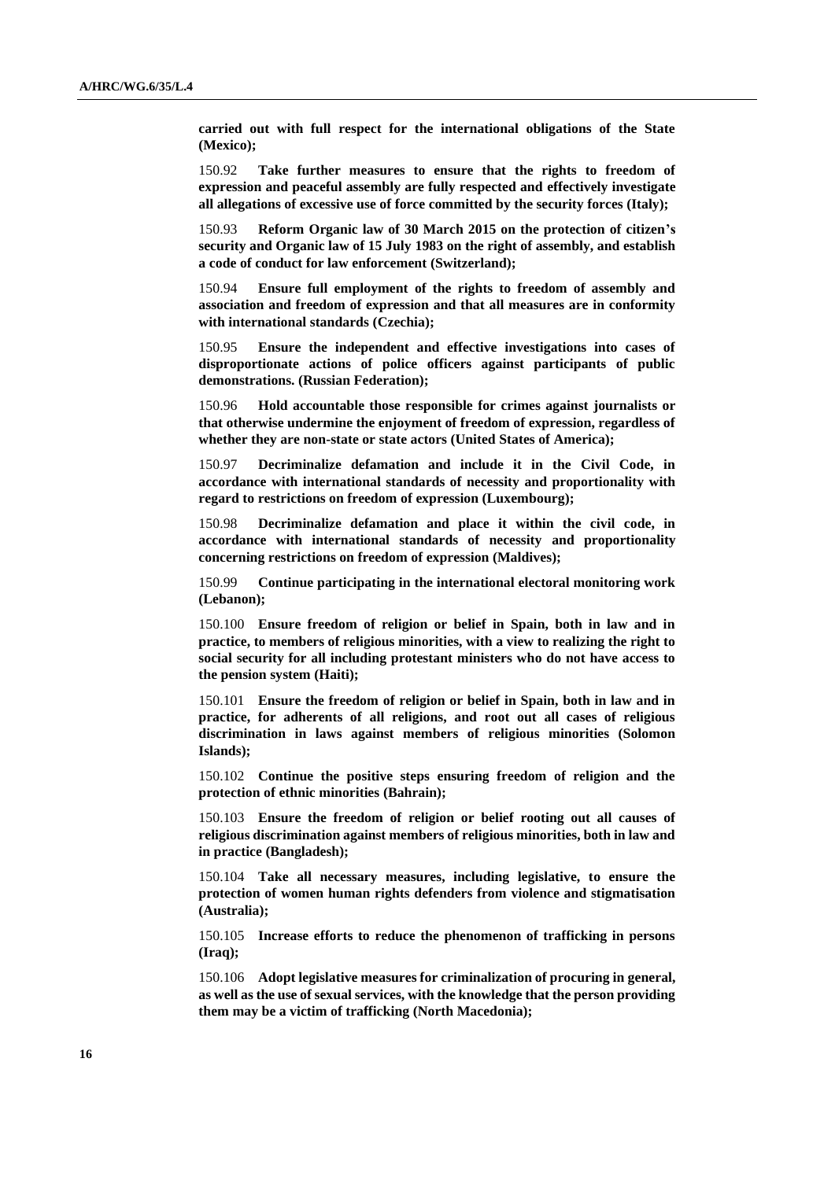**carried out with full respect for the international obligations of the State (Mexico);**

150.92 **Take further measures to ensure that the rights to freedom of expression and peaceful assembly are fully respected and effectively investigate all allegations of excessive use of force committed by the security forces (Italy);**

150.93 **Reform Organic law of 30 March 2015 on the protection of citizen's security and Organic law of 15 July 1983 on the right of assembly, and establish a code of conduct for law enforcement (Switzerland);**

150.94 **Ensure full employment of the rights to freedom of assembly and association and freedom of expression and that all measures are in conformity with international standards (Czechia);**

150.95 **Ensure the independent and effective investigations into cases of disproportionate actions of police officers against participants of public demonstrations. (Russian Federation);**

150.96 **Hold accountable those responsible for crimes against journalists or that otherwise undermine the enjoyment of freedom of expression, regardless of whether they are non-state or state actors (United States of America);**

150.97 **Decriminalize defamation and include it in the Civil Code, in accordance with international standards of necessity and proportionality with regard to restrictions on freedom of expression (Luxembourg);**

150.98 **Decriminalize defamation and place it within the civil code, in accordance with international standards of necessity and proportionality concerning restrictions on freedom of expression (Maldives);**

150.99 **Continue participating in the international electoral monitoring work (Lebanon);**

150.100 **Ensure freedom of religion or belief in Spain, both in law and in practice, to members of religious minorities, with a view to realizing the right to social security for all including protestant ministers who do not have access to the pension system (Haiti);**

150.101 **Ensure the freedom of religion or belief in Spain, both in law and in practice, for adherents of all religions, and root out all cases of religious discrimination in laws against members of religious minorities (Solomon Islands);**

150.102 **Continue the positive steps ensuring freedom of religion and the protection of ethnic minorities (Bahrain);**

150.103 **Ensure the freedom of religion or belief rooting out all causes of religious discrimination against members of religious minorities, both in law and in practice (Bangladesh);**

150.104 **Take all necessary measures, including legislative, to ensure the protection of women human rights defenders from violence and stigmatisation (Australia);**

150.105 **Increase efforts to reduce the phenomenon of trafficking in persons (Iraq);**

150.106 **Adopt legislative measures for criminalization of procuring in general, as well as the use of sexual services, with the knowledge that the person providing them may be a victim of trafficking (North Macedonia);**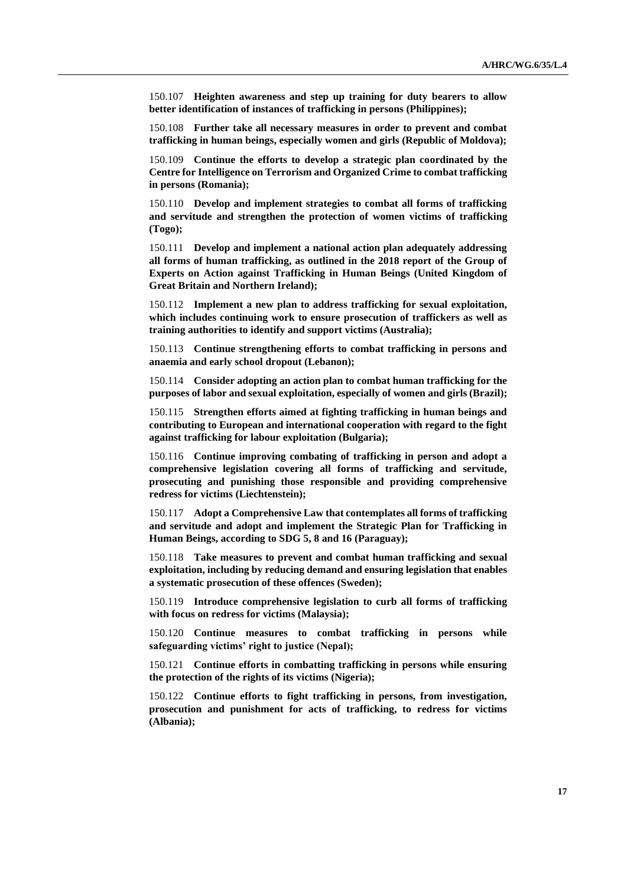150.107 **Heighten awareness and step up training for duty bearers to allow better identification of instances of trafficking in persons (Philippines);**

150.108 **Further take all necessary measures in order to prevent and combat trafficking in human beings, especially women and girls (Republic of Moldova);**

150.109 **Continue the efforts to develop a strategic plan coordinated by the Centre for Intelligence on Terrorism and Organized Crime to combat trafficking in persons (Romania);**

150.110 **Develop and implement strategies to combat all forms of trafficking and servitude and strengthen the protection of women victims of trafficking (Togo);**

150.111 **Develop and implement a national action plan adequately addressing all forms of human trafficking, as outlined in the 2018 report of the Group of Experts on Action against Trafficking in Human Beings (United Kingdom of Great Britain and Northern Ireland);**

150.112 **Implement a new plan to address trafficking for sexual exploitation, which includes continuing work to ensure prosecution of traffickers as well as training authorities to identify and support victims (Australia);**

150.113 **Continue strengthening efforts to combat trafficking in persons and anaemia and early school dropout (Lebanon);**

150.114 **Consider adopting an action plan to combat human trafficking for the purposes of labor and sexual exploitation, especially of women and girls (Brazil);**

150.115 **Strengthen efforts aimed at fighting trafficking in human beings and contributing to European and international cooperation with regard to the fight against trafficking for labour exploitation (Bulgaria);**

150.116 **Continue improving combating of trafficking in person and adopt a comprehensive legislation covering all forms of trafficking and servitude, prosecuting and punishing those responsible and providing comprehensive redress for victims (Liechtenstein);**

150.117 **Adopt a Comprehensive Law that contemplates all forms of trafficking and servitude and adopt and implement the Strategic Plan for Trafficking in Human Beings, according to SDG 5, 8 and 16 (Paraguay);**

150.118 **Take measures to prevent and combat human trafficking and sexual exploitation, including by reducing demand and ensuring legislation that enables a systematic prosecution of these offences (Sweden);**

150.119 **Introduce comprehensive legislation to curb all forms of trafficking with focus on redress for victims (Malaysia);**

150.120 **Continue measures to combat trafficking in persons while safeguarding victims' right to justice (Nepal);**

150.121 **Continue efforts in combatting trafficking in persons while ensuring the protection of the rights of its victims (Nigeria);**

150.122 **Continue efforts to fight trafficking in persons, from investigation, prosecution and punishment for acts of trafficking, to redress for victims (Albania);**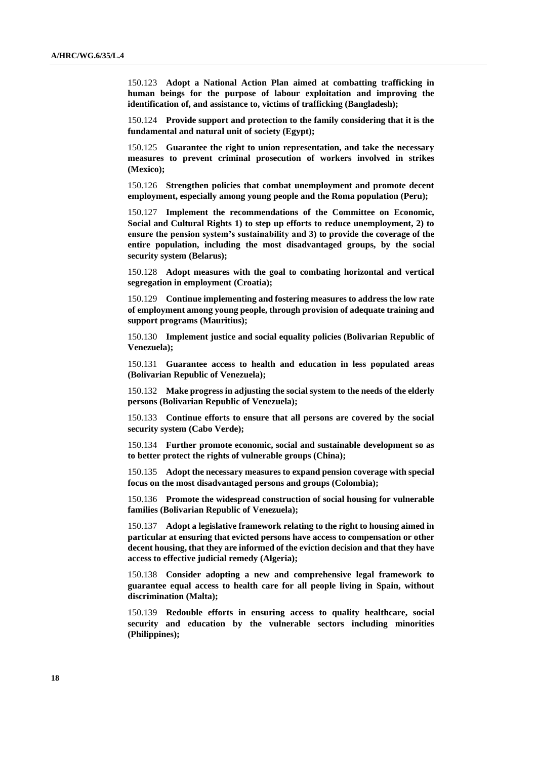150.123 **Adopt a National Action Plan aimed at combatting trafficking in human beings for the purpose of labour exploitation and improving the identification of, and assistance to, victims of trafficking (Bangladesh);**

150.124 **Provide support and protection to the family considering that it is the fundamental and natural unit of society (Egypt);**

150.125 **Guarantee the right to union representation, and take the necessary measures to prevent criminal prosecution of workers involved in strikes (Mexico);**

150.126 **Strengthen policies that combat unemployment and promote decent employment, especially among young people and the Roma population (Peru);**

150.127 **Implement the recommendations of the Committee on Economic, Social and Cultural Rights 1) to step up efforts to reduce unemployment, 2) to ensure the pension system's sustainability and 3) to provide the coverage of the entire population, including the most disadvantaged groups, by the social security system (Belarus);**

150.128 **Adopt measures with the goal to combating horizontal and vertical segregation in employment (Croatia);**

150.129 **Continue implementing and fostering measures to address the low rate of employment among young people, through provision of adequate training and support programs (Mauritius);**

150.130 **Implement justice and social equality policies (Bolivarian Republic of Venezuela);**

150.131 **Guarantee access to health and education in less populated areas (Bolivarian Republic of Venezuela);**

150.132 **Make progress in adjusting the social system to the needs of the elderly persons (Bolivarian Republic of Venezuela);**

150.133 **Continue efforts to ensure that all persons are covered by the social security system (Cabo Verde);**

150.134 **Further promote economic, social and sustainable development so as to better protect the rights of vulnerable groups (China);**

150.135 **Adopt the necessary measures to expand pension coverage with special focus on the most disadvantaged persons and groups (Colombia);**

150.136 **Promote the widespread construction of social housing for vulnerable families (Bolivarian Republic of Venezuela);**

150.137 **Adopt a legislative framework relating to the right to housing aimed in particular at ensuring that evicted persons have access to compensation or other decent housing, that they are informed of the eviction decision and that they have access to effective judicial remedy (Algeria);**

150.138 **Consider adopting a new and comprehensive legal framework to guarantee equal access to health care for all people living in Spain, without discrimination (Malta);**

150.139 **Redouble efforts in ensuring access to quality healthcare, social security and education by the vulnerable sectors including minorities (Philippines);**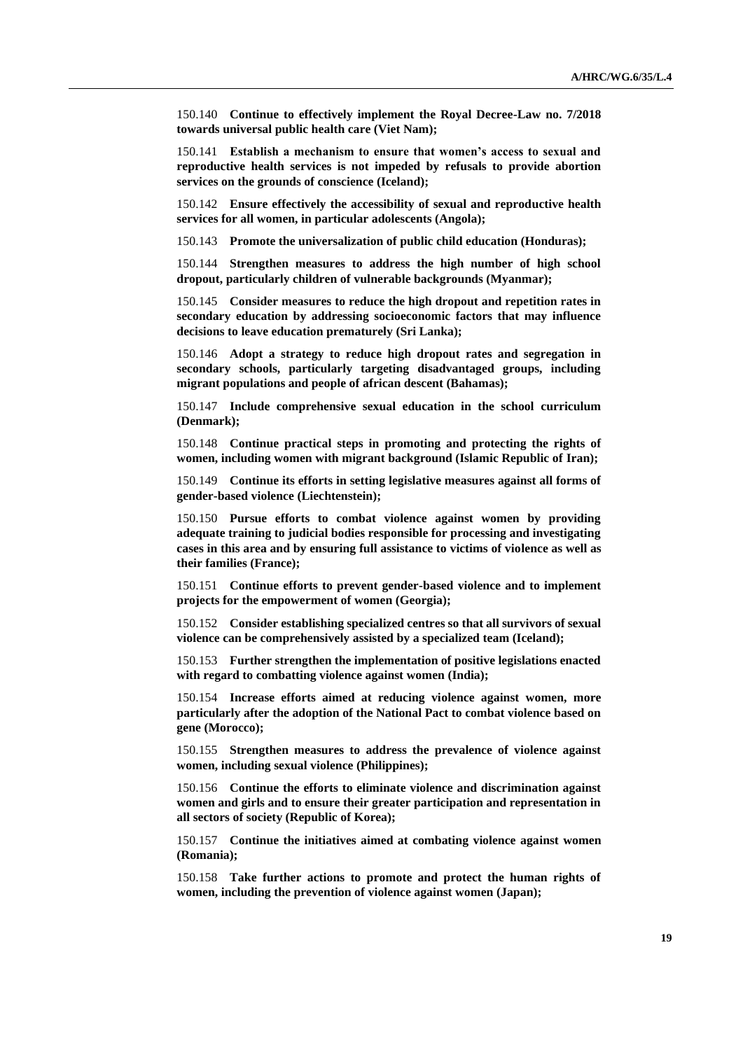150.140 **Continue to effectively implement the Royal Decree-Law no. 7/2018 towards universal public health care (Viet Nam);**

150.141 **Establish a mechanism to ensure that women's access to sexual and reproductive health services is not impeded by refusals to provide abortion services on the grounds of conscience (Iceland);**

150.142 **Ensure effectively the accessibility of sexual and reproductive health services for all women, in particular adolescents (Angola);**

150.143 **Promote the universalization of public child education (Honduras);**

150.144 **Strengthen measures to address the high number of high school dropout, particularly children of vulnerable backgrounds (Myanmar);**

150.145 **Consider measures to reduce the high dropout and repetition rates in secondary education by addressing socioeconomic factors that may influence decisions to leave education prematurely (Sri Lanka);**

150.146 **Adopt a strategy to reduce high dropout rates and segregation in secondary schools, particularly targeting disadvantaged groups, including migrant populations and people of african descent (Bahamas);**

150.147 **Include comprehensive sexual education in the school curriculum (Denmark);**

150.148 **Continue practical steps in promoting and protecting the rights of women, including women with migrant background (Islamic Republic of Iran);**

150.149 **Continue its efforts in setting legislative measures against all forms of gender-based violence (Liechtenstein);**

150.150 **Pursue efforts to combat violence against women by providing adequate training to judicial bodies responsible for processing and investigating cases in this area and by ensuring full assistance to victims of violence as well as their families (France);**

150.151 **Continue efforts to prevent gender-based violence and to implement projects for the empowerment of women (Georgia);**

150.152 **Consider establishing specialized centres so that all survivors of sexual violence can be comprehensively assisted by a specialized team (Iceland);**

150.153 **Further strengthen the implementation of positive legislations enacted with regard to combatting violence against women (India);**

150.154 **Increase efforts aimed at reducing violence against women, more particularly after the adoption of the National Pact to combat violence based on gene (Morocco);**

150.155 **Strengthen measures to address the prevalence of violence against women, including sexual violence (Philippines);**

150.156 **Continue the efforts to eliminate violence and discrimination against women and girls and to ensure their greater participation and representation in all sectors of society (Republic of Korea);**

150.157 **Continue the initiatives aimed at combating violence against women (Romania);**

150.158 **Take further actions to promote and protect the human rights of women, including the prevention of violence against women (Japan);**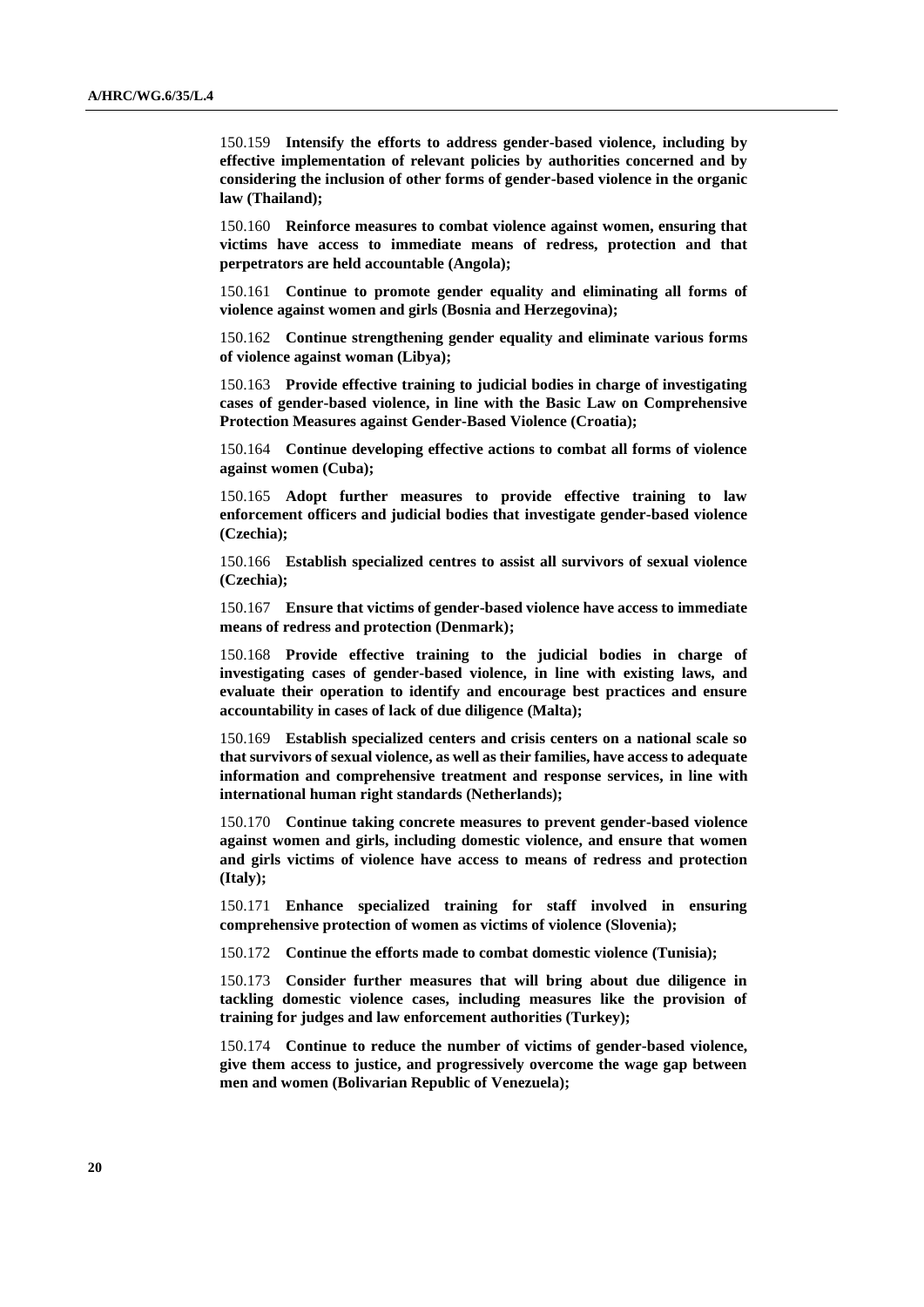150.159 **Intensify the efforts to address gender-based violence, including by effective implementation of relevant policies by authorities concerned and by considering the inclusion of other forms of gender-based violence in the organic law (Thailand);**

150.160 **Reinforce measures to combat violence against women, ensuring that victims have access to immediate means of redress, protection and that perpetrators are held accountable (Angola);**

150.161 **Continue to promote gender equality and eliminating all forms of violence against women and girls (Bosnia and Herzegovina);**

150.162 **Continue strengthening gender equality and eliminate various forms of violence against woman (Libya);**

150.163 **Provide effective training to judicial bodies in charge of investigating cases of gender-based violence, in line with the Basic Law on Comprehensive Protection Measures against Gender-Based Violence (Croatia);**

150.164 **Continue developing effective actions to combat all forms of violence against women (Cuba);**

150.165 **Adopt further measures to provide effective training to law enforcement officers and judicial bodies that investigate gender-based violence (Czechia);**

150.166 **Establish specialized centres to assist all survivors of sexual violence (Czechia);**

150.167 **Ensure that victims of gender-based violence have access to immediate means of redress and protection (Denmark);**

150.168 **Provide effective training to the judicial bodies in charge of investigating cases of gender-based violence, in line with existing laws, and evaluate their operation to identify and encourage best practices and ensure accountability in cases of lack of due diligence (Malta);**

150.169 **Establish specialized centers and crisis centers on a national scale so that survivors of sexual violence, as well as their families, have access to adequate information and comprehensive treatment and response services, in line with international human right standards (Netherlands);**

150.170 **Continue taking concrete measures to prevent gender-based violence against women and girls, including domestic violence, and ensure that women and girls victims of violence have access to means of redress and protection (Italy);**

150.171 **Enhance specialized training for staff involved in ensuring comprehensive protection of women as victims of violence (Slovenia);**

150.172 **Continue the efforts made to combat domestic violence (Tunisia);**

150.173 **Consider further measures that will bring about due diligence in tackling domestic violence cases, including measures like the provision of training for judges and law enforcement authorities (Turkey);**

150.174 **Continue to reduce the number of victims of gender-based violence, give them access to justice, and progressively overcome the wage gap between men and women (Bolivarian Republic of Venezuela);**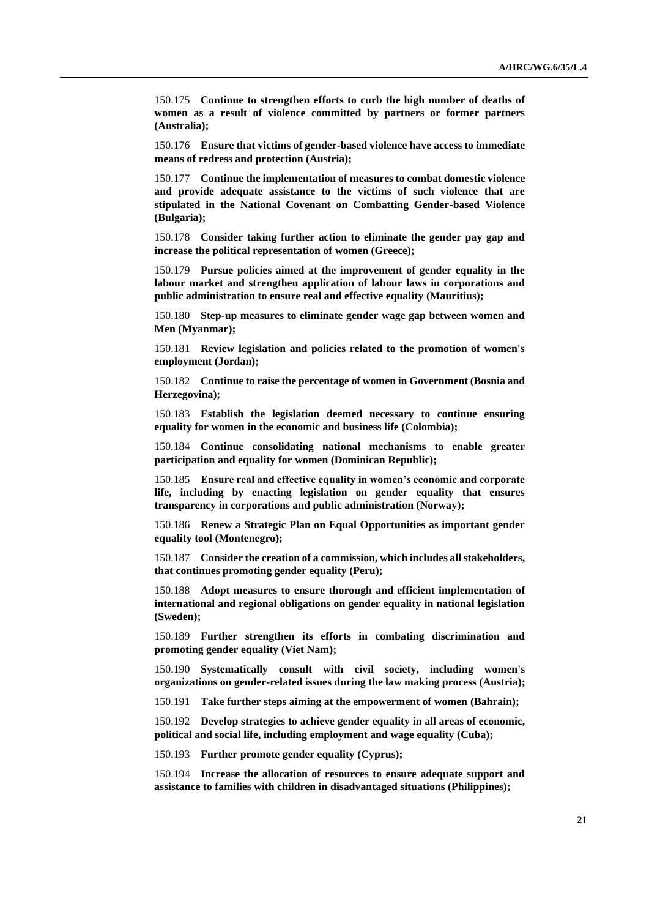150.175 **Continue to strengthen efforts to curb the high number of deaths of women as a result of violence committed by partners or former partners (Australia);**

150.176 **Ensure that victims of gender-based violence have access to immediate means of redress and protection (Austria);**

150.177 **Continue the implementation of measures to combat domestic violence and provide adequate assistance to the victims of such violence that are stipulated in the National Covenant on Combatting Gender-based Violence (Bulgaria);**

150.178 **Consider taking further action to eliminate the gender pay gap and increase the political representation of women (Greece);**

150.179 **Pursue policies aimed at the improvement of gender equality in the labour market and strengthen application of labour laws in corporations and public administration to ensure real and effective equality (Mauritius);**

150.180 **Step-up measures to eliminate gender wage gap between women and Men (Myanmar);**

150.181 **Review legislation and policies related to the promotion of women's employment (Jordan);**

150.182 **Continue to raise the percentage of women in Government (Bosnia and Herzegovina);**

150.183 **Establish the legislation deemed necessary to continue ensuring equality for women in the economic and business life (Colombia);**

150.184 **Continue consolidating national mechanisms to enable greater participation and equality for women (Dominican Republic);**

150.185 **Ensure real and effective equality in women's economic and corporate life, including by enacting legislation on gender equality that ensures transparency in corporations and public administration (Norway);**

150.186 **Renew a Strategic Plan on Equal Opportunities as important gender equality tool (Montenegro);**

150.187 **Consider the creation of a commission, which includes all stakeholders, that continues promoting gender equality (Peru);**

150.188 **Adopt measures to ensure thorough and efficient implementation of international and regional obligations on gender equality in national legislation (Sweden);**

150.189 **Further strengthen its efforts in combating discrimination and promoting gender equality (Viet Nam);**

150.190 **Systematically consult with civil society, including women's organizations on gender-related issues during the law making process (Austria);**

150.191 **Take further steps aiming at the empowerment of women (Bahrain);**

150.192 **Develop strategies to achieve gender equality in all areas of economic, political and social life, including employment and wage equality (Cuba);**

150.193 **Further promote gender equality (Cyprus);**

150.194 **Increase the allocation of resources to ensure adequate support and assistance to families with children in disadvantaged situations (Philippines);**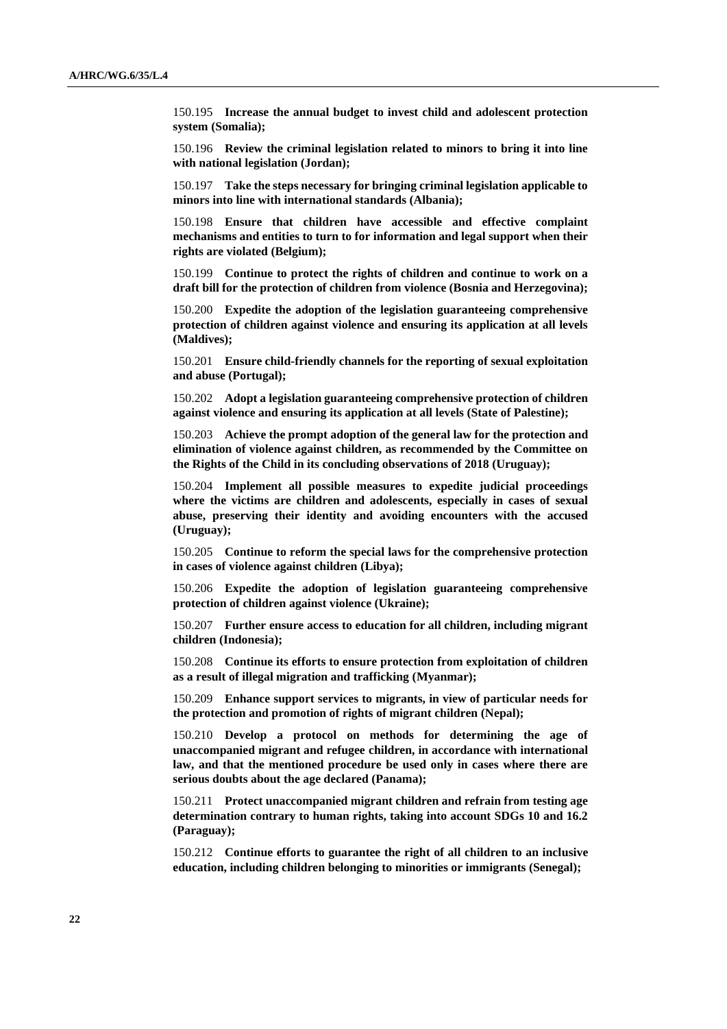150.195 **Increase the annual budget to invest child and adolescent protection system (Somalia);**

150.196 **Review the criminal legislation related to minors to bring it into line with national legislation (Jordan);**

150.197 **Take the steps necessary for bringing criminal legislation applicable to minors into line with international standards (Albania);**

150.198 **Ensure that children have accessible and effective complaint mechanisms and entities to turn to for information and legal support when their rights are violated (Belgium);**

150.199 **Continue to protect the rights of children and continue to work on a draft bill for the protection of children from violence (Bosnia and Herzegovina);**

150.200 **Expedite the adoption of the legislation guaranteeing comprehensive protection of children against violence and ensuring its application at all levels (Maldives);**

150.201 **Ensure child-friendly channels for the reporting of sexual exploitation and abuse (Portugal);**

150.202 **Adopt a legislation guaranteeing comprehensive protection of children against violence and ensuring its application at all levels (State of Palestine);**

150.203 **Achieve the prompt adoption of the general law for the protection and elimination of violence against children, as recommended by the Committee on the Rights of the Child in its concluding observations of 2018 (Uruguay);**

150.204 **Implement all possible measures to expedite judicial proceedings where the victims are children and adolescents, especially in cases of sexual abuse, preserving their identity and avoiding encounters with the accused (Uruguay);**

150.205 **Continue to reform the special laws for the comprehensive protection in cases of violence against children (Libya);**

150.206 **Expedite the adoption of legislation guaranteeing comprehensive protection of children against violence (Ukraine);**

150.207 **Further ensure access to education for all children, including migrant children (Indonesia);**

150.208 **Continue its efforts to ensure protection from exploitation of children as a result of illegal migration and trafficking (Myanmar);**

150.209 **Enhance support services to migrants, in view of particular needs for the protection and promotion of rights of migrant children (Nepal);**

150.210 **Develop a protocol on methods for determining the age of unaccompanied migrant and refugee children, in accordance with international law, and that the mentioned procedure be used only in cases where there are serious doubts about the age declared (Panama);**

150.211 **Protect unaccompanied migrant children and refrain from testing age determination contrary to human rights, taking into account SDGs 10 and 16.2 (Paraguay);**

150.212 **Continue efforts to guarantee the right of all children to an inclusive education, including children belonging to minorities or immigrants (Senegal);**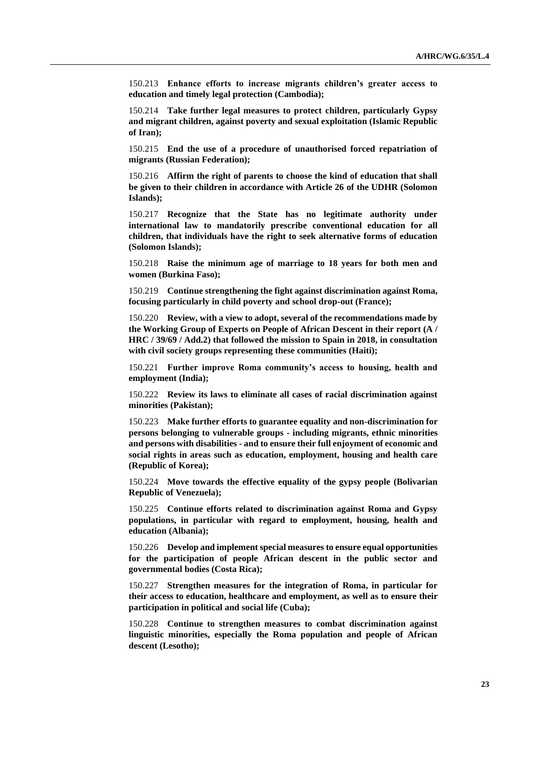150.213 **Enhance efforts to increase migrants children's greater access to education and timely legal protection (Cambodia);**

150.214 **Take further legal measures to protect children, particularly Gypsy and migrant children, against poverty and sexual exploitation (Islamic Republic of Iran);**

150.215 **End the use of a procedure of unauthorised forced repatriation of migrants (Russian Federation);**

150.216 **Affirm the right of parents to choose the kind of education that shall be given to their children in accordance with Article 26 of the UDHR (Solomon Islands);**

150.217 **Recognize that the State has no legitimate authority under international law to mandatorily prescribe conventional education for all children, that individuals have the right to seek alternative forms of education (Solomon Islands);**

150.218 **Raise the minimum age of marriage to 18 years for both men and women (Burkina Faso);**

150.219 **Continue strengthening the fight against discrimination against Roma, focusing particularly in child poverty and school drop-out (France);**

150.220 **Review, with a view to adopt, several of the recommendations made by the Working Group of Experts on People of African Descent in their report (A / HRC / 39/69 / Add.2) that followed the mission to Spain in 2018, in consultation with civil society groups representing these communities (Haiti);**

150.221 **Further improve Roma community's access to housing, health and employment (India);**

150.222 **Review its laws to eliminate all cases of racial discrimination against minorities (Pakistan);**

150.223 **Make further efforts to guarantee equality and non-discrimination for persons belonging to vulnerable groups - including migrants, ethnic minorities and persons with disabilities - and to ensure their full enjoyment of economic and social rights in areas such as education, employment, housing and health care (Republic of Korea);**

150.224 **Move towards the effective equality of the gypsy people (Bolivarian Republic of Venezuela);**

150.225 **Continue efforts related to discrimination against Roma and Gypsy populations, in particular with regard to employment, housing, health and education (Albania);**

150.226 **Develop and implement special measures to ensure equal opportunities for the participation of people African descent in the public sector and governmental bodies (Costa Rica);**

150.227 **Strengthen measures for the integration of Roma, in particular for their access to education, healthcare and employment, as well as to ensure their participation in political and social life (Cuba);**

150.228 **Continue to strengthen measures to combat discrimination against linguistic minorities, especially the Roma population and people of African descent (Lesotho);**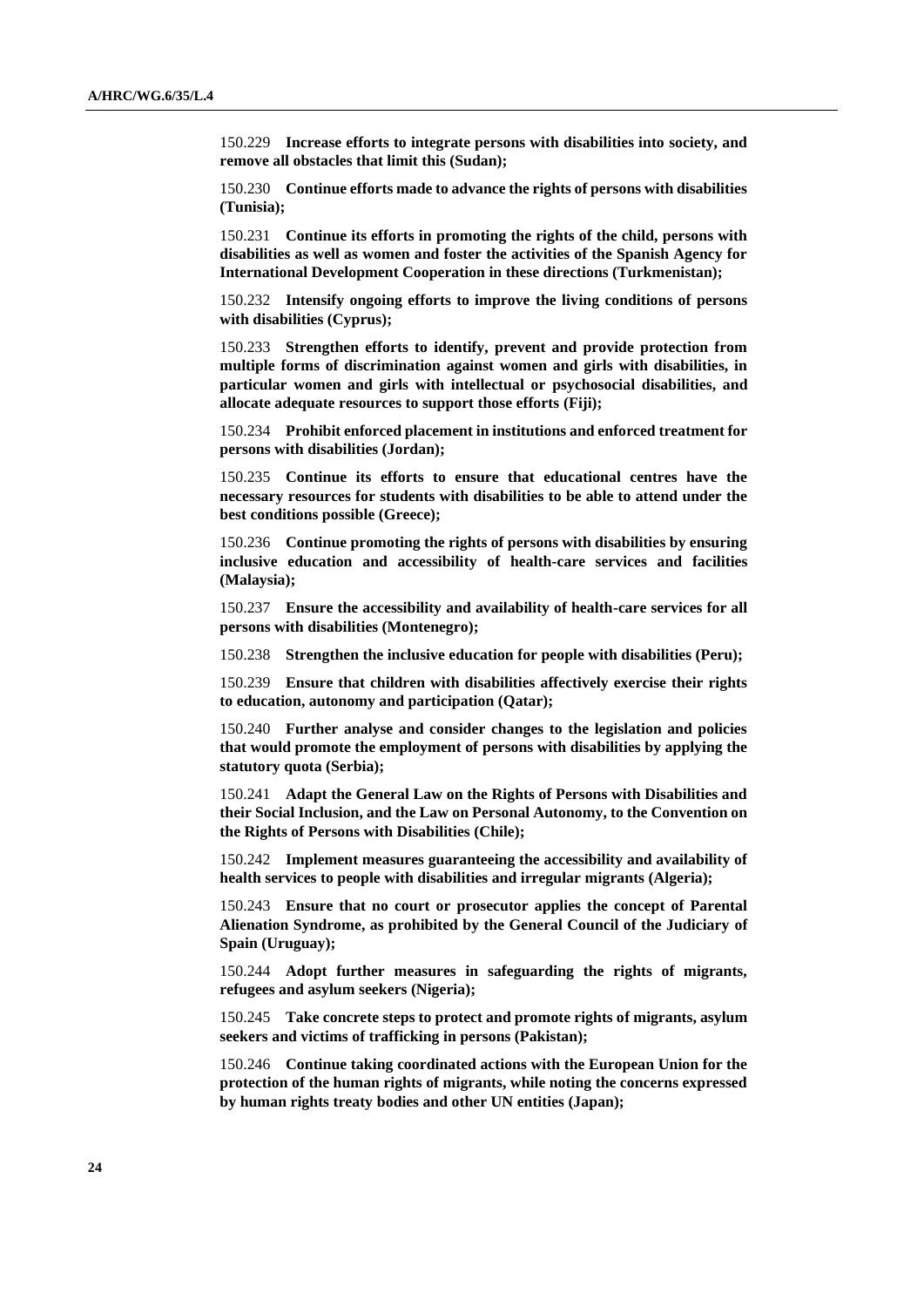150.229 **Increase efforts to integrate persons with disabilities into society, and remove all obstacles that limit this (Sudan);**

150.230 **Continue efforts made to advance the rights of persons with disabilities (Tunisia);**

150.231 **Continue its efforts in promoting the rights of the child, persons with disabilities as well as women and foster the activities of the Spanish Agency for International Development Cooperation in these directions (Turkmenistan);**

150.232 **Intensify ongoing efforts to improve the living conditions of persons with disabilities (Cyprus);**

150.233 **Strengthen efforts to identify, prevent and provide protection from multiple forms of discrimination against women and girls with disabilities, in particular women and girls with intellectual or psychosocial disabilities, and allocate adequate resources to support those efforts (Fiji);**

150.234 **Prohibit enforced placement in institutions and enforced treatment for persons with disabilities (Jordan);**

150.235 **Continue its efforts to ensure that educational centres have the necessary resources for students with disabilities to be able to attend under the best conditions possible (Greece);**

150.236 **Continue promoting the rights of persons with disabilities by ensuring inclusive education and accessibility of health-care services and facilities (Malaysia);**

150.237 **Ensure the accessibility and availability of health-care services for all persons with disabilities (Montenegro);**

150.238 **Strengthen the inclusive education for people with disabilities (Peru);**

150.239 **Ensure that children with disabilities affectively exercise their rights to education, autonomy and participation (Qatar);**

150.240 **Further analyse and consider changes to the legislation and policies that would promote the employment of persons with disabilities by applying the statutory quota (Serbia);**

150.241 **Adapt the General Law on the Rights of Persons with Disabilities and their Social Inclusion, and the Law on Personal Autonomy, to the Convention on the Rights of Persons with Disabilities (Chile);**

150.242 **Implement measures guaranteeing the accessibility and availability of health services to people with disabilities and irregular migrants (Algeria);**

150.243 **Ensure that no court or prosecutor applies the concept of Parental Alienation Syndrome, as prohibited by the General Council of the Judiciary of Spain (Uruguay);**

150.244 **Adopt further measures in safeguarding the rights of migrants, refugees and asylum seekers (Nigeria);**

150.245 **Take concrete steps to protect and promote rights of migrants, asylum seekers and victims of trafficking in persons (Pakistan);**

150.246 **Continue taking coordinated actions with the European Union for the protection of the human rights of migrants, while noting the concerns expressed by human rights treaty bodies and other UN entities (Japan);**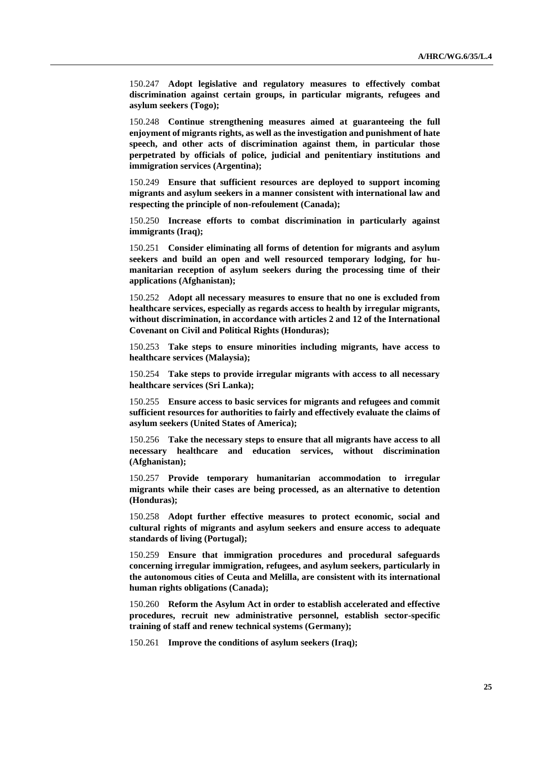150.247 **Adopt legislative and regulatory measures to effectively combat discrimination against certain groups, in particular migrants, refugees and asylum seekers (Togo);**

150.248 **Continue strengthening measures aimed at guaranteeing the full enjoyment of migrants rights, as well as the investigation and punishment of hate speech, and other acts of discrimination against them, in particular those perpetrated by officials of police, judicial and penitentiary institutions and immigration services (Argentina);**

150.249 **Ensure that sufficient resources are deployed to support incoming migrants and asylum seekers in a manner consistent with international law and respecting the principle of non-refoulement (Canada);**

150.250 **Increase efforts to combat discrimination in particularly against immigrants (Iraq);**

150.251 **Consider eliminating all forms of detention for migrants and asylum seekers and build an open and well resourced temporary lodging, for humanitarian reception of asylum seekers during the processing time of their applications (Afghanistan);**

150.252 **Adopt all necessary measures to ensure that no one is excluded from healthcare services, especially as regards access to health by irregular migrants, without discrimination, in accordance with articles 2 and 12 of the International Covenant on Civil and Political Rights (Honduras);**

150.253 **Take steps to ensure minorities including migrants, have access to healthcare services (Malaysia);**

150.254 **Take steps to provide irregular migrants with access to all necessary healthcare services (Sri Lanka);**

150.255 **Ensure access to basic services for migrants and refugees and commit sufficient resources for authorities to fairly and effectively evaluate the claims of asylum seekers (United States of America);**

150.256 **Take the necessary steps to ensure that all migrants have access to all necessary healthcare and education services, without discrimination (Afghanistan);**

150.257 **Provide temporary humanitarian accommodation to irregular migrants while their cases are being processed, as an alternative to detention (Honduras);**

150.258 **Adopt further effective measures to protect economic, social and cultural rights of migrants and asylum seekers and ensure access to adequate standards of living (Portugal);**

150.259 **Ensure that immigration procedures and procedural safeguards concerning irregular immigration, refugees, and asylum seekers, particularly in the autonomous cities of Ceuta and Melilla, are consistent with its international human rights obligations (Canada);**

150.260 **Reform the Asylum Act in order to establish accelerated and effective procedures, recruit new administrative personnel, establish sector-specific training of staff and renew technical systems (Germany);**

150.261 **Improve the conditions of asylum seekers (Iraq);**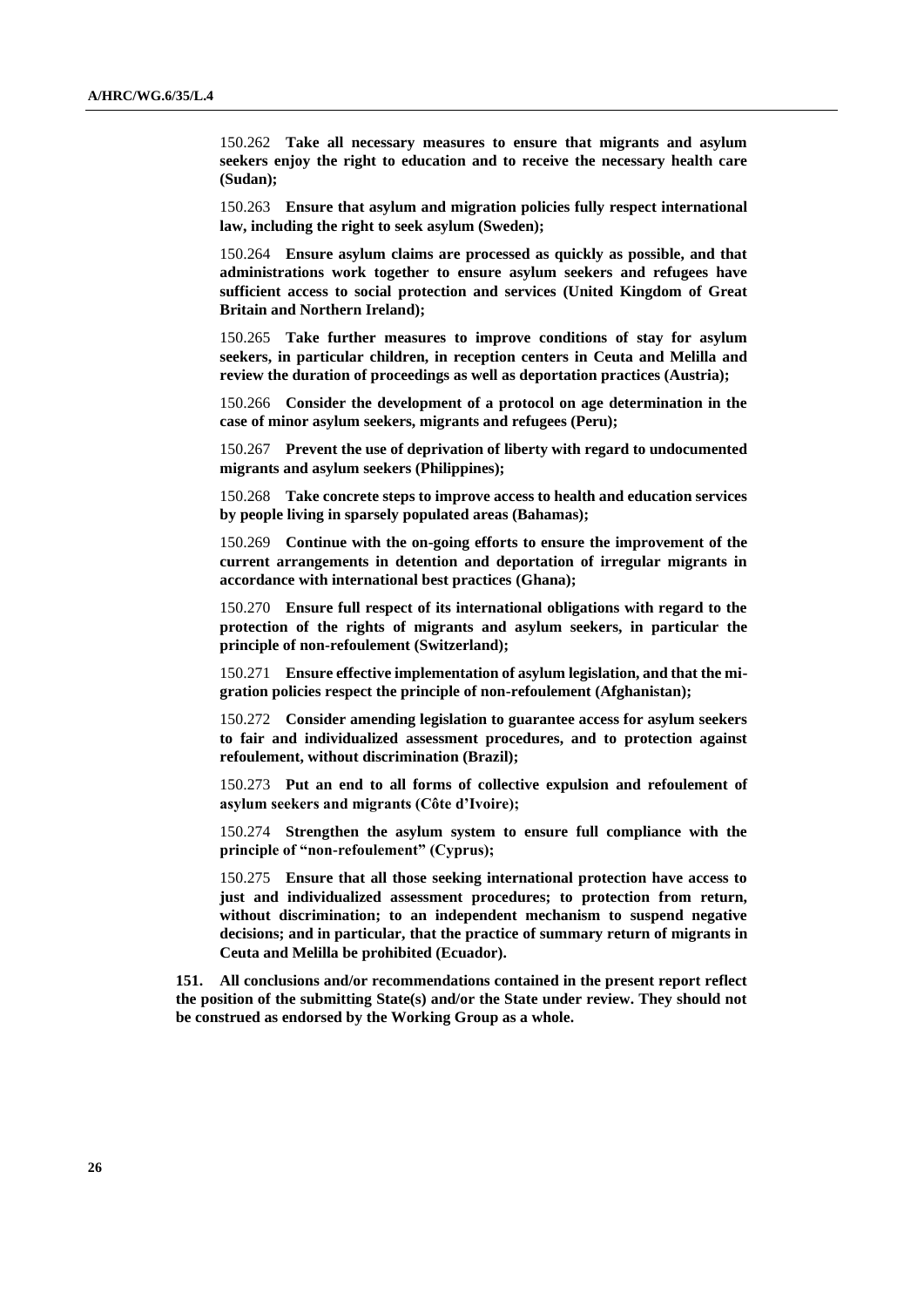150.262 **Take all necessary measures to ensure that migrants and asylum seekers enjoy the right to education and to receive the necessary health care (Sudan);**

150.263 **Ensure that asylum and migration policies fully respect international law, including the right to seek asylum (Sweden);**

150.264 **Ensure asylum claims are processed as quickly as possible, and that administrations work together to ensure asylum seekers and refugees have sufficient access to social protection and services (United Kingdom of Great Britain and Northern Ireland);**

150.265 **Take further measures to improve conditions of stay for asylum seekers, in particular children, in reception centers in Ceuta and Melilla and review the duration of proceedings as well as deportation practices (Austria);**

150.266 **Consider the development of a protocol on age determination in the case of minor asylum seekers, migrants and refugees (Peru);**

150.267 **Prevent the use of deprivation of liberty with regard to undocumented migrants and asylum seekers (Philippines);**

150.268 **Take concrete steps to improve access to health and education services by people living in sparsely populated areas (Bahamas);**

150.269 **Continue with the on-going efforts to ensure the improvement of the current arrangements in detention and deportation of irregular migrants in accordance with international best practices (Ghana);**

150.270 **Ensure full respect of its international obligations with regard to the protection of the rights of migrants and asylum seekers, in particular the principle of non-refoulement (Switzerland);**

150.271 **Ensure effective implementation of asylum legislation, and that the migration policies respect the principle of non-refoulement (Afghanistan);**

150.272 **Consider amending legislation to guarantee access for asylum seekers to fair and individualized assessment procedures, and to protection against refoulement, without discrimination (Brazil);**

150.273 **Put an end to all forms of collective expulsion and refoulement of asylum seekers and migrants (Côte d'Ivoire);**

150.274 **Strengthen the asylum system to ensure full compliance with the principle of "non-refoulement" (Cyprus);**

150.275 **Ensure that all those seeking international protection have access to just and individualized assessment procedures; to protection from return, without discrimination; to an independent mechanism to suspend negative decisions; and in particular, that the practice of summary return of migrants in Ceuta and Melilla be prohibited (Ecuador).**

**151. All conclusions and/or recommendations contained in the present report reflect the position of the submitting State(s) and/or the State under review. They should not be construed as endorsed by the Working Group as a whole.**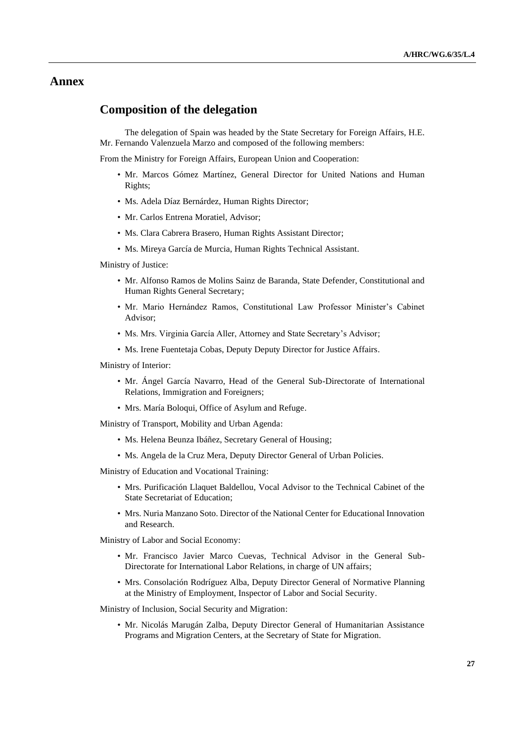# Annex

## Composition of the delegation

The delegation of Spain was headed by the State Secretary for Foreign Affairs, H.E. Mr. Fernando Valenzuela Marzo and composed of the following members:

From the Ministry for Foreign Affairs, European Union and Cooperation:

- Mr. Marcos Gómez Martínez, General Director for United Nations and Human Rights;
- Ms. Adela Díaz Bernárdez, Human Rights Director;
- Mr. Carlos Entrena Moratiel, Advisor;
- Ms. Clara Cabrera Brasero, Human Rights Assistant Director;
- Ms. Mireya García de Murcia, Human Rights Technical Assistant.

Ministry of Justice:

- Mr. Alfonso Ramos de Molins Sainz de Baranda, State Defender, Constitutional and Human Rights General Secretary;
- Mr. Mario Hernández Ramos, Constitutional Law Professor Minister's Cabinet Advisor;
- Ms. Mrs. Virginia García Aller, Attorney and State Secretary's Advisor;
- Ms. Irene Fuentetaja Cobas, Deputy Deputy Director for Justice Affairs.

Ministry of Interior:

- Mr. Ángel García Navarro, Head of the General Sub-Directorate of International Relations, Immigration and Foreigners;
- Mrs. María Boloqui, Office of Asylum and Refuge.

Ministry of Transport, Mobility and Urban Agenda:

- Ms. Helena Beunza Ibáñez, Secretary General of Housing;
- Ms. Angela de la Cruz Mera, Deputy Director General of Urban Policies.

Ministry of Education and Vocational Training:

- Mrs. Purificación Llaquet Baldellou, Vocal Advisor to the Technical Cabinet of the State Secretariat of Education;
- Mrs. Nuria Manzano Soto. Director of the National Center for Educational Innovation and Research.

Ministry of Labor and Social Economy:

- Mr. Francisco Javier Marco Cuevas, Technical Advisor in the General Sub-Directorate for International Labor Relations, in charge of UN affairs;
- Mrs. Consolación Rodríguez Alba, Deputy Director General of Normative Planning at the Ministry of Employment, Inspector of Labor and Social Security.

Ministry of Inclusion, Social Security and Migration:

- Mr. Nicolás Marugán Zalba, Deputy Director General of Humanitarian Assistance Programs and Migration Centers, at the Secretary of State for Migration.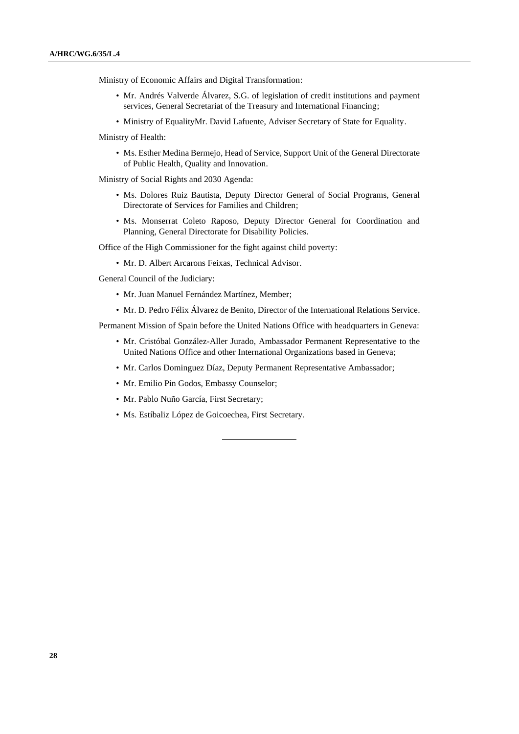Ministry of Economic Affairs and Digital Transformation:

- Mr. Andrés Valverde Álvarez, S.G. of legislation of credit institutions and payment services, General Secretariat of the Treasury and International Financing;
- Ministry of EqualityMr. David Lafuente, Adviser Secretary of State for Equality.

Ministry of Health:

- Ms. Esther Medina Bermejo, Head of Service, Support Unit of the General Directorate of Public Health, Quality and Innovation.

Ministry of Social Rights and 2030 Agenda:

- Ms. Dolores Ruiz Bautista, Deputy Director General of Social Programs, General Directorate of Services for Families and Children;
- Ms. Monserrat Coleto Raposo, Deputy Director General for Coordination and Planning, General Directorate for Disability Policies.

Office of the High Commissioner for the fight against child poverty:

- Mr. D. Albert Arcarons Feixas, Technical Advisor.

General Council of the Judiciary:

- Mr. Juan Manuel Fernández Martínez, Member;
- Mr. D. Pedro Félix Álvarez de Benito, Director of the International Relations Service.

Permanent Mission of Spain before the United Nations Office with headquarters in Geneva:

- Mr. Cristóbal González-Aller Jurado, Ambassador Permanent Representative to the United Nations Office and other International Organizations based in Geneva;
- Mr. Carlos Dominguez Díaz, Deputy Permanent Representative Ambassador;
- Mr. Emilio Pin Godos, Embassy Counselor;
- Mr. Pablo Nuño García, First Secretary;
- Ms. Estíbaliz López de Goicoechea, First Secretary.